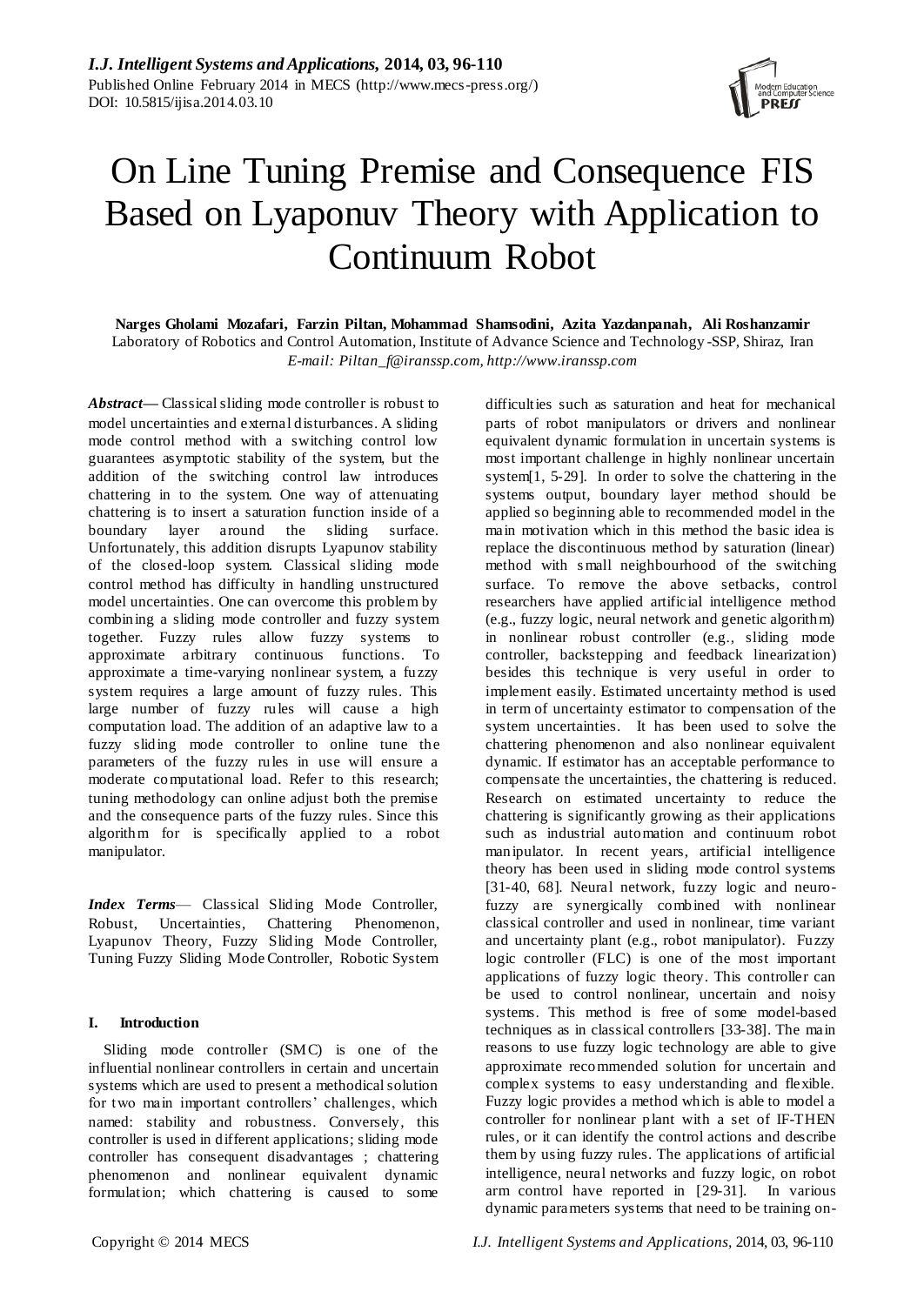# On Line Tuning Premise and Consequence FIS Based on Lyaponuv Theory with Application to Continuum Robot

**Narges Gholami Mozafari, Farzin Piltan, Mohammad Shamsodini, Azita Yazdanpanah, Ali Roshanzamir**
Laboratory of Robotics and Control Automation, Institute of Advance Science and Technology-SSP, Shiraz, Iran
*E-mail: Piltan_f@iranssp.com, http://www.iranssp.com*

***Abstract*—** Classical sliding mode controller is robust to model uncertainties and external disturbances. A sliding mode control method with a switching control low guarantees asymptotic stability of the system, but the addition of the switching control law introduces chattering in to the system. One way of attenuating chattering is to insert a saturation function inside of a boundary layer around the sliding surface. Unfortunately, this addition disrupts Lyapunov stability of the closed-loop system. Classical sliding mode control method has difficulty in handling unstructured model uncertainties. One can overcome this problem by combining a sliding mode controller and fuzzy system together. Fuzzy rules allow fuzzy systems to approximate arbitrary continuous functions. To approximate a time-varying nonlinear system, a fuzzy system requires a large amount of fuzzy rules. This large number of fuzzy rules will cause a high computation load. The addition of an adaptive law to a fuzzy sliding mode controller to online tune the parameters of the fuzzy rules in use will ensure a moderate computational load. Refer to this research; tuning methodology can online adjust both the premise and the consequence parts of the fuzzy rules. Since this algorithm for is specifically applied to a robot manipulator.

***Index Terms*—** Classical Sliding Mode Controller, Robust, Uncertainties, Chattering Phenomenon, Lyapunov Theory, Fuzzy Sliding Mode Controller, Tuning Fuzzy Sliding Mode Controller, Robotic System

## I. Introduction

Sliding mode controller (SMC) is one of the influential nonlinear controllers in certain and uncertain systems which are used to present a methodical solution for two main important controllers' challenges, which named: stability and robustness. Conversely, this controller is used in different applications; sliding mode controller has consequent disadvantages ; chattering phenomenon and nonlinear equivalent dynamic formulation; which chattering is caused to some difficulties such as saturation and heat for mechanical parts of robot manipulators or drivers and nonlinear equivalent dynamic formulation in uncertain systems is most important challenge in highly nonlinear uncertain system[1, 5-29]. In order to solve the chattering in the systems output, boundary layer method should be applied so beginning able to recommended model in the main motivation which in this method the basic idea is replace the discontinuous method by saturation (linear) method with small neighbourhood of the switching surface. To remove the above setbacks, control researchers have applied artificial intelligence method (e.g., fuzzy logic, neural network and genetic algorithm) in nonlinear robust controller (e.g., sliding mode controller, backstepping and feedback linearization) besides this technique is very useful in order to implement easily. Estimated uncertainty method is used in term of uncertainty estimator to compensation of the system uncertainties. It has been used to solve the chattering phenomenon and also nonlinear equivalent dynamic. If estimator has an acceptable performance to compensate the uncertainties, the chattering is reduced. Research on estimated uncertainty to reduce the chattering is significantly growing as their applications such as industrial automation and continuum robot manipulator. In recent years, artificial intelligence theory has been used in sliding mode control systems [31-40, 68]. Neural network, fuzzy logic and neuro-fuzzy are synergically combined with nonlinear classical controller and used in nonlinear, time variant and uncertainty plant (e.g., robot manipulator). Fuzzy logic controller (FLC) is one of the most important applications of fuzzy logic theory. This controller can be used to control nonlinear, uncertain and noisy systems. This method is free of some model-based techniques as in classical controllers [33-38]. The main reasons to use fuzzy logic technology are able to give approximate recommended solution for uncertain and complex systems to easy understanding and flexible. Fuzzy logic provides a method which is able to model a controller for nonlinear plant with a set of IF-THEN rules, or it can identify the control actions and describe them by using fuzzy rules. The applications of artificial intelligence, neural networks and fuzzy logic, on robot arm control have reported in [29-31]. In various dynamic parameters systems that need to be training on-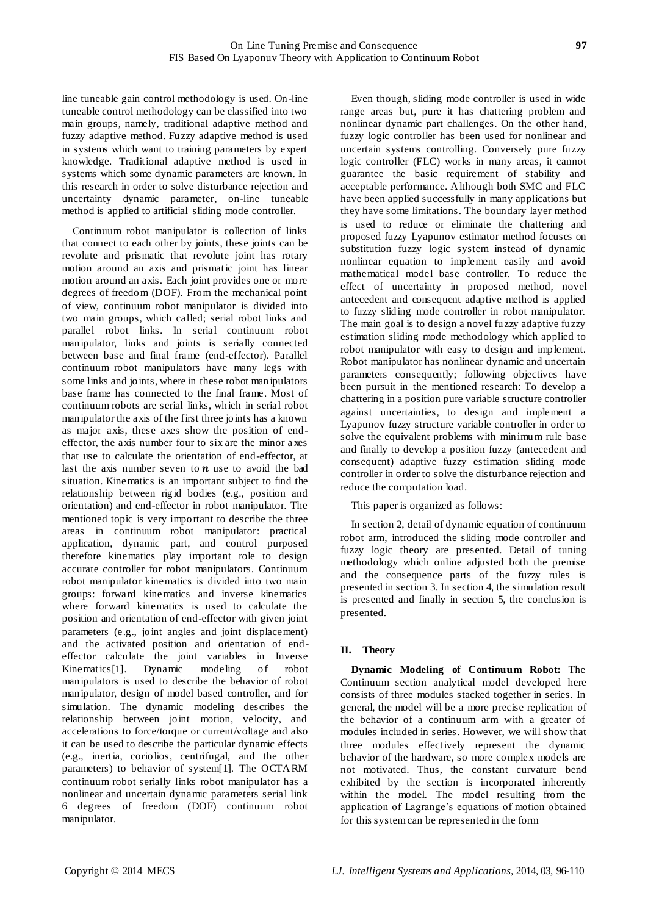line tuneable gain control methodology is used. On-line tuneable control methodology can be classified into two main groups, namely, traditional adaptive method and fuzzy adaptive method. Fuzzy adaptive method is used in systems which want to training parameters by expert knowledge. Traditional adaptive method is used in systems which some dynamic parameters are known. In this research in order to solve disturbance rejection and uncertainty dynamic parameter, on-line tuneable method is applied to artificial sliding mode controller.

Continuum robot manipulator is collection of links that connect to each other by joints, these joints can be revolute and prismatic that revolute joint has rotary motion around an axis and prismatic joint has linear motion around an axis. Each joint provides one or more degrees of freedom (DOF). From the mechanical point of view, continuum robot manipulator is divided into two main groups, which called; serial robot links and parallel robot links. In serial continuum robot manipulator, links and joints is serially connected between base and final frame (end-effector). Parallel continuum robot manipulators have many legs with some links and joints, where in these robot manipulators base frame has connected to the final frame. Most of continuum robots are serial links, which in serial robot manipulator the axis of the first three joints has a known as major axis, these axes show the position of end-effector, the axis number four to six are the minor axes that use to calculate the orientation of end-effector, at last the axis number seven to $\boldsymbol{n}$ use to avoid the bad situation. Kinematics is an important subject to find the relationship between rigid bodies (e.g., position and orientation) and end-effector in robot manipulator. The mentioned topic is very important to describe the three areas in continuum robot manipulator: practical application, dynamic part, and control purposed therefore kinematics play important role to design accurate controller for robot manipulators. Continuum robot manipulator kinematics is divided into two main groups: forward kinematics and inverse kinematics where forward kinematics is used to calculate the position and orientation of end-effector with given joint parameters (e.g., joint angles and joint displacement) and the activated position and orientation of end-effector calculate the joint variables in Inverse Kinematics[1]. Dynamic modeling of robot manipulators is used to describe the behavior of robot manipulator, design of model based controller, and for simulation. The dynamic modeling describes the relationship between joint motion, velocity, and accelerations to force/torque or current/voltage and also it can be used to describe the particular dynamic effects (e.g., inertia, coriolios, centrifugal, and the other parameters) to behavior of system[1]. The OCTARM continuum robot serially links robot manipulator has a nonlinear and uncertain dynamic parameters serial link 6 degrees of freedom (DOF) continuum robot manipulator.

Even though, sliding mode controller is used in wide range areas but, pure it has chattering problem and nonlinear dynamic part challenges. On the other hand, fuzzy logic controller has been used for nonlinear and uncertain systems controlling. Conversely pure fuzzy logic controller (FLC) works in many areas, it cannot guarantee the basic requirement of stability and acceptable performance. Although both SMC and FLC have been applied successfully in many applications but they have some limitations. The boundary layer method is used to reduce or eliminate the chattering and proposed fuzzy Lyapunov estimator method focuses on substitution fuzzy logic system instead of dynamic nonlinear equation to implement easily and avoid mathematical model base controller. To reduce the effect of uncertainty in proposed method, novel antecedent and consequent adaptive method is applied to fuzzy sliding mode controller in robot manipulator. The main goal is to design a novel fuzzy adaptive fuzzy estimation sliding mode methodology which applied to robot manipulator with easy to design and implement. Robot manipulator has nonlinear dynamic and uncertain parameters consequently; following objectives have been pursuit in the mentioned research: To develop a chattering in a position pure variable structure controller against uncertainties, to design and implement a Lyapunov fuzzy structure variable controller in order to solve the equivalent problems with minimum rule base and finally to develop a position fuzzy (antecedent and consequent) adaptive fuzzy estimation sliding mode controller in order to solve the disturbance rejection and reduce the computation load.

This paper is organized as follows:

In section 2, detail of dynamic equation of continuum robot arm, introduced the sliding mode controller and fuzzy logic theory are presented. Detail of tuning methodology which online adjusted both the premise and the consequence parts of the fuzzy rules is presented in section 3. In section 4, the simulation result is presented and finally in section 5, the conclusion is presented.

## II. Theory

**Dynamic Modeling of Continuum Robot:** The Continuum section analytical model developed here consists of three modules stacked together in series. In general, the model will be a more precise replication of the behavior of a continuum arm with a greater of modules included in series. However, we will show that three modules effectively represent the dynamic behavior of the hardware, so more complex models are not motivated. Thus, the constant curvature bend exhibited by the section is incorporated inherently within the model. The model resulting from the application of Lagrange's equations of motion obtained for this system can be represented in the form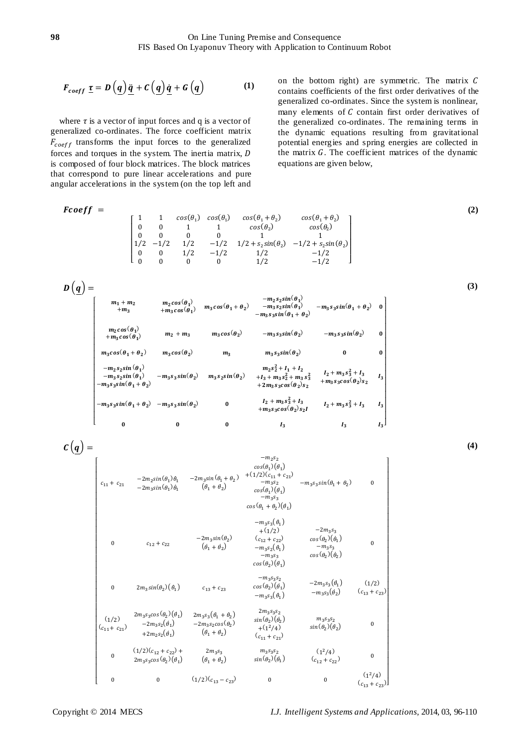$$F_{coeff}\ \underline{\tau} = D\left(\underline{q}\right)\underline{\ddot{q}} + C\left(\underline{q}\right)\underline{\dot{q}} + G\left(\underline{q}\right) \qquad (1)$$

where $\tau$ is a vector of input forces and q is a vector of generalized co-ordinates. The force coefficient matrix $F_{coeff}$ transforms the input forces to the generalized forces and torques in the system. The inertia matrix, $D$ is composed of four block matrices. The block matrices that correspond to pure linear accelerations and pure angular accelerations in the system (on the top left and on the bottom right) are symmetric. The matrix $C$ contains coefficients of the first order derivatives of the generalized co-ordinates. Since the system is nonlinear, many elements of $C$ contain first order derivatives of the generalized co-ordinates. The remaining terms in the dynamic equations resulting from gravitational potential energies and spring energies are collected in the matrix $G$. The coefficient matrices of the dynamic equations are given below,

$$Fcoeff = \begin{bmatrix} 1 & 1 & cos(\theta_1) & cos(\theta_1) & cos(\theta_1+\theta_2) & cos(\theta_1+\theta_2) \\ 0 & 0 & 1 & 1 & cos(\theta_2) & cos(\theta_2) \\ 0 & 0 & 0 & 0 & 1 & 1 \\ 1/2 & -1/2 & 1/2 & -1/2 & 1/2+s_2 sin(\theta_2) & -1/2+s_2 sin(\theta_2) \\ 0 & 0 & 1/2 & -1/2 & 1/2 & -1/2 \\ 0 & 0 & 0 & 0 & 1/2 & -1/2 \end{bmatrix} \qquad (2)$$

$$D\left(\underline{q}\right) = \begin{bmatrix} m_1+m_2+m_3 & m_2 cos(\theta_1)+m_3 cos(\theta_1) & m_3 cos(\theta_1+\theta_2) & \begin{matrix}-m_2 s_2 sin(\theta_1)\\ -m_3 s_2 sin(\theta_1)\\ -m_3 s_3 sin(\theta_1+\theta_2)\end{matrix} & -m_3 s_3 sin(\theta_1+\theta_2) & 0 \\ m_2 cos(\theta_1)+m_3 cos(\theta_1) & m_2+m_3 & m_3 cos(\theta_2) & -m_3 s_3 sin(\theta_2) & -m_3 s_3 sin(\theta_2) & 0 \\ m_3 cos(\theta_1+\theta_2) & m_3 cos(\theta_2) & m_3 & m_3 s_3 sin(\theta_2) & 0 & 0 \\ \begin{matrix}-m_2 s_2 sin(\theta_1)\\ -m_3 s_2 sin(\theta_1)\\ -m_3 s_3 sin(\theta_1+\theta_2)\end{matrix} & -m_3 s_3 sin(\theta_2) & m_3 s_2 sin(\theta_2) & \begin{matrix} m_2 s_2^2 + I_1 + I_2 \\ +I_3 + m_3 s_2^2 + m_3 s_3^2 \\ +2 m_3 s_3 cos(\theta_2) s_2 \end{matrix} & \begin{matrix} I_2 + m_3 s_3^2 + I_3 \\ +m_3 s_3 cos(\theta_2) s_2 \end{matrix} & I_3 \\ -m_3 s_3 sin(\theta_1+\theta_2) & -m_3 s_3 sin(\theta_2) & 0 & \begin{matrix} I_2 + m_3 s_3^2 + I_3 \\ +m_3 s_3 cos(\theta_2) s_2 I \end{matrix} & I_2 + m_3 s_3^2 + I_3 & I_3 \\ 0 & 0 & 0 & I_3 & I_3 & I_3 \end{bmatrix} \qquad (3)$$

$$C\left(\underline{q}\right) = \begin{bmatrix} c_{11}+c_{21} & \begin{matrix}-2m_2 sin(\theta_1)\dot{\theta}_1 \\ -2m_3 sin(\theta_1)\dot{\theta}_1\end{matrix} & \begin{matrix}-2m_3 sin(\theta_1+\theta_2) \\ (\dot{\theta}_1+\dot{\theta}_2)\end{matrix} & \begin{matrix} -m_2 s_2 \\ cos(\theta_1)(\dot{\theta}_1) \\ +(1/2)(c_{11}+c_{21}) \\ -m_3 s_2 \\ cos(\theta_1)(\dot{\theta}_1) \\ -m_3 s_3 \\ cos(\theta_1+\theta_2)(\dot{\theta}_1) \end{matrix} & -m_3 s_3 sin(\theta_1+\theta_2) & 0 \\ 0 & c_{12}+c_{22} & \begin{matrix}-2m_3 sin(\theta_2) \\ (\dot{\theta}_1+\dot{\theta}_2)\end{matrix} & \begin{matrix} -m_3 s_3(\dot{\theta}_1) \\ +(1/2) \\ (c_{12}+c_{22}) \\ -m_3 s_2(\dot{\theta}_1) \\ -m_3 s_3 \\ cos(\theta_2)(\dot{\theta}_1) \end{matrix} & \begin{matrix} -2m_3 s_3 \\ cos(\theta_2)(\dot{\theta}_1) \\ -m_3 s_3 \\ cos(\theta_2)(\dot{\theta}_2) \end{matrix} & 0 \\ 0 & 2m_3 sin(\theta_2)(\dot{\theta}_1) & c_{13}+c_{23} & \begin{matrix} -m_3 s_3 s_2 \\ cos(\theta_2)(\dot{\theta}_1) \\ -m_3 s_3(\dot{\theta}_1) \end{matrix} & \begin{matrix} -2m_3 s_3(\dot{\theta}_1) \\ -m_3 s_3(\dot{\theta}_2) \end{matrix} & \begin{matrix}(1/2) \\ (c_{13}+c_{23})\end{matrix} \\ \begin{matrix}(1/2) \\ (c_{11}+c_{21})\end{matrix} & \begin{matrix} 2m_3 s_3 cos(\theta_2)(\dot{\theta}_1) \\ -2m_3 s_2(\dot{\theta}_1) \\ +2m_2 s_2(\dot{\theta}_1) \end{matrix} & \begin{matrix} 2m_3 s_3(\dot{\theta}_1+\dot{\theta}_2) \\ -2m_3 s_2 cos(\theta_2) \\ (\dot{\theta}_1+\dot{\theta}_2) \end{matrix} & \begin{matrix} 2m_3 s_3 s_2 \\ sin(\theta_2)(\dot{\theta}_2) \\ +(1^2/4) \\ (c_{11}+c_{21}) \end{matrix} & \begin{matrix} m_3 s_3 s_2 \\ sin(\theta_2)(\dot{\theta}_2) \end{matrix} & 0 \\ 0 & \begin{matrix} (1/2)(c_{12}+c_{22}) + \\ 2m_3 s_3 cos(\theta_2)(\dot{\theta}_1) \end{matrix} & \begin{matrix} 2m_3 s_3 \\ (\dot{\theta}_1+\dot{\theta}_2) \end{matrix} & \begin{matrix} m_3 s_3 s_2 \\ sin(\theta_2)(\dot{\theta}_1) \end{matrix} & \begin{matrix}(1^2/4) \\ (c_{12}+c_{22})\end{matrix} & 0 \\ 0 & 0 & (1/2)(c_{13}-c_{23}) & 0 & 0 & \begin{matrix}(1^2/4) \\ (c_{13}+c_{23})\end{matrix} \end{bmatrix} \qquad (4)$$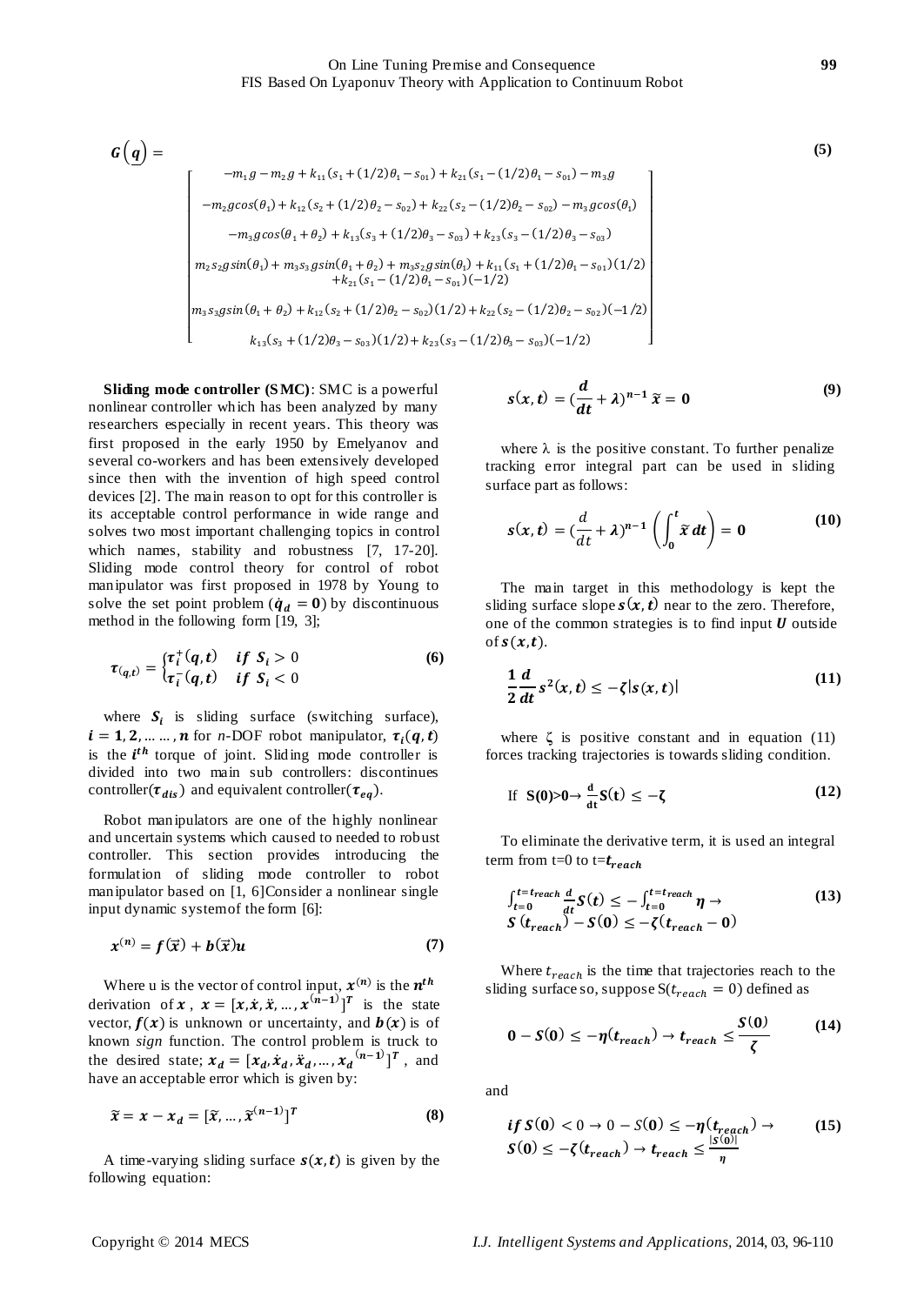$$G\left(q\right) = \begin{bmatrix} -m_1 g - m_2 g + k_{11}(s_1 + (1/2)\theta_1 - s_{01}) + k_{21}(s_1 - (1/2)\theta_1 - s_{01}) - m_3 g \\ -m_2 g cos(\theta_1) + k_{12}(s_2 + (1/2)\theta_2 - s_{02}) + k_{22}(s_2 - (1/2)\theta_2 - s_{02}) - m_3 g cos(\theta_1) \\ -m_3 g cos(\theta_1 + \theta_2) + k_{13}(s_3 + (1/2)\theta_3 - s_{03}) + k_{23}(s_3 - (1/2)\theta_3 - s_{03}) \\ m_2 s_2 g sin(\theta_1) + m_3 s_3 g sin(\theta_1 + \theta_2) + m_3 s_2 g sin(\theta_1) + k_{11}(s_1 + (1/2)\theta_1 - s_{01})(1/2) \\ + k_{21}(s_1 - (1/2)\theta_1 - s_{01})(-1/2) \\ m_3 s_3 g sin(\theta_1 + \theta_2) + k_{12}(s_2 + (1/2)\theta_2 - s_{02})(1/2) + k_{22}(s_2 - (1/2)\theta_2 - s_{02})(-1/2) \\ k_{13}(s_3 + (1/2)\theta_3 - s_{03})(1/2) + k_{23}(s_3 - (1/2)\theta_3 - s_{03})(-1/2) \end{bmatrix} \quad (5)$$

**Sliding mode controller (SMC)**: SMC is a powerful nonlinear controller which has been analyzed by many researchers especially in recent years. This theory was first proposed in the early 1950 by Emelyanov and several co-workers and has been extensively developed since then with the invention of high speed control devices [2]. The main reason to opt for this controller is its acceptable control performance in wide range and solves two most important challenging topics in control which names, stability and robustness [7, 17-20]. Sliding mode control theory for control of robot manipulator was first proposed in 1978 by Young to solve the set point problem ($\dot{q}_d = 0$) by discontinuous method in the following form [19, 3];

$$\tau_{(q,t)} = \begin{cases} \tau_i^+(q,t) & if \ S_i > 0 \\ \tau_i^-(q,t) & if \ S_i < 0 \end{cases} \quad (6)$$

where $S_i$ is sliding surface (switching surface), $i = 1, 2, \dots \dots, n$ for *n*-DOF robot manipulator, $\tau_i(q,t)$ is the $i^{th}$ torque of joint. Sliding mode controller is divided into two main sub controllers: discontinues controller($\tau_{dis}$) and equivalent controller($\tau_{eq}$).

Robot manipulators are one of the highly nonlinear and uncertain systems which caused to needed to robust controller. This section provides introducing the formulation of sliding mode controller to robot manipulator based on [1, 6]Consider a nonlinear single input dynamic system of the form [6]:

$$x^{(n)} = f(\vec{x}) + b(\vec{x})u \quad (7)$$

Where u is the vector of control input, $x^{(n)}$ is the $n^{th}$ derivation of $x$, $x = [x, \dot{x}, \ddot{x}, \dots, x^{(n-1)}]^T$ is the state vector, $f(x)$ is unknown or uncertainty, and $b(x)$ is of known *sign* function. The control problem is truck to the desired state; $x_d = [x_d, \dot{x}_d, \ddot{x}_d, \dots, x_d^{(n-1)}]^T$, and have an acceptable error which is given by:

$$\widetilde{x} = x - x_d = [\widetilde{x}, \dots, \widetilde{x}^{(n-1)}]^T \quad (8)$$

A time-varying sliding surface $s(x,t)$ is given by the following equation:

$$s(x,t) = (\frac{d}{dt} + \lambda)^{n-1} \widetilde{x} = 0 \quad (9)$$

where λ is the positive constant. To further penalize tracking error integral part can be used in sliding surface part as follows:

$$s(x,t) = (\frac{d}{dt} + \lambda)^{n-1} \left( \int_0^t \widetilde{x} \, dt \right) = 0 \quad (10)$$

The main target in this methodology is kept the sliding surface slope $s(x,t)$ near to the zero. Therefore, one of the common strategies is to find input $U$ outside of $s(x,t)$.

$$\frac{1}{2} \frac{d}{dt} s^2(x,t) \le -\zeta |s(x,t)| \quad (11)$$

where ζ is positive constant and in equation (11) forces tracking trajectories is towards sliding condition.

$$\text{If } \ S(0) > 0 \rightarrow \frac{d}{dt} S(t) \le -\zeta \quad (12)$$

To eliminate the derivative term, it is used an integral term from t=0 to t=$t_{reach}$

$$\int_{t=0}^{t=t_{reach}} \frac{d}{dt} S(t) \le -\int_{t=0}^{t=t_{reach}} \eta \rightarrow S(t_{reach}) - S(0) \le -\zeta(t_{reach} - 0) \quad (13)$$

Where $t_{reach}$ is the time that trajectories reach to the sliding surface so, suppose $S(t_{reach} = 0)$ defined as

$$0 - S(0) \le -\eta(t_{reach}) \rightarrow t_{reach} \le \frac{S(0)}{\zeta} \quad (14)$$

and

$$if \ S(0) < 0 \rightarrow 0 - S(0) \le -\eta(t_{reach}) \rightarrow S(0) \le -\zeta(t_{reach}) \rightarrow t_{reach} \le \frac{|S(0)|}{\eta} \quad (15)$$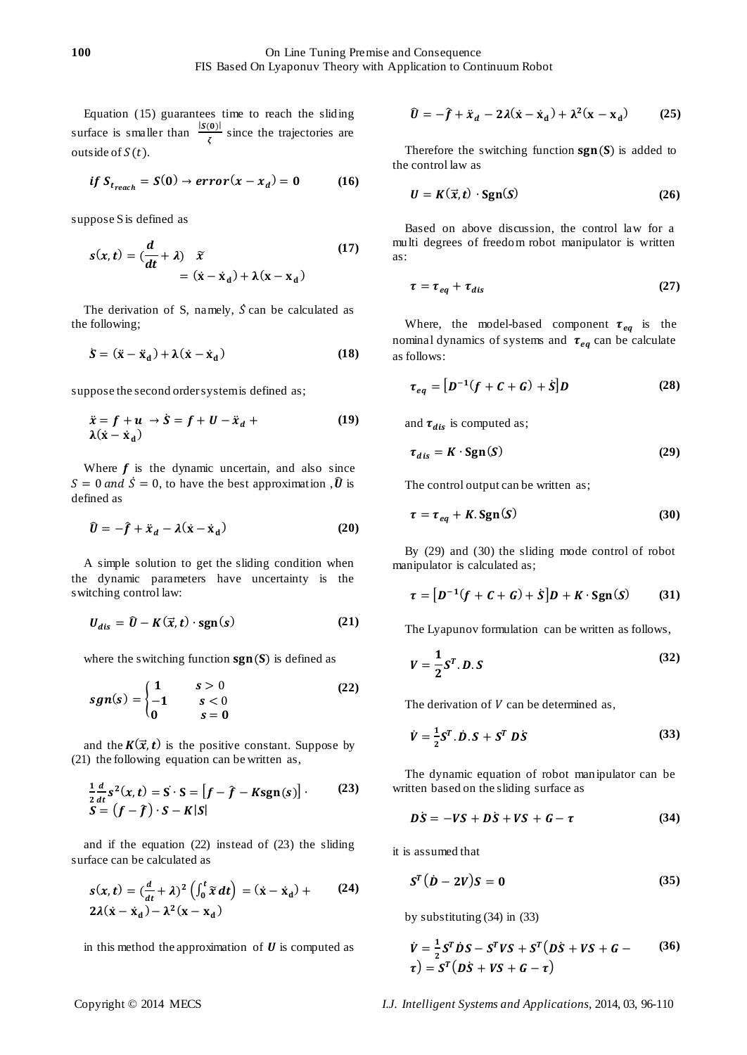Equation (15) guarantees time to reach the sliding surface is smaller than $\frac{|S(0)|}{\zeta}$ since the trajectories are outside of $S(t)$.

$$if\ S_{t_{reach}} = S(0) \rightarrow error(x - x_d) = 0 \tag{16}$$

suppose S is defined as

$$s(x,t) = (\frac{d}{dt} + \lambda) \quad \tilde{x} = (\dot{x} - \dot{x}_d) + \lambda(x - x_d) \tag{17}$$

The derivation of S, namely, $\dot{S}$ can be calculated as the following;

$$\dot{S} = (\ddot{x} - \ddot{x}_d) + \lambda(\dot{x} - \dot{x}_d) \tag{18}$$

suppose the second order system is defined as;

$$\ddot{x} = f + u \ \rightarrow \dot{S} = f + U - \ddot{x}_d + \lambda(\dot{x} - \dot{x}_d) \tag{19}$$

Where $f$ is the dynamic uncertain, and also since $S = 0$ *and* $\dot{S} = 0$, to have the best approximation ,$\widehat{U}$ is defined as

$$\widehat{U} = -\hat{f} + \ddot{x}_d - \lambda(\dot{x} - \dot{x}_d) \tag{20}$$

A simple solution to get the sliding condition when the dynamic parameters have uncertainty is the switching control law:

$$U_{dis} = \widehat{U} - K(\vec{x}, t) \cdot \mathrm{sgn}(s) \tag{21}$$

where the switching function $\mathbf{sgn}(S)$ is defined as

$$sgn(s) = \begin{cases} 1 & s > 0 \\ -1 & s < 0 \\ 0 & s = 0 \end{cases} \tag{22}$$

and the $K(\vec{x}, t)$ is the positive constant. Suppose by (21) the following equation can be written as,

$$\frac{1}{2}\frac{d}{dt}s^2(x,t) = \dot{S} \cdot S = \left[f - \hat{f} - K\mathrm{sgn}(s)\right] \cdot S = \left(f - \hat{f}\right) \cdot S - K|S| \tag{23}$$

and if the equation (22) instead of (23) the sliding surface can be calculated as

$$s(x,t) = (\frac{d}{dt} + \lambda)^2 \left(\int_0^t \tilde{x}\, dt\right) = (\dot{x} - \dot{x}_d) + 2\lambda(\dot{x} - \dot{x}_d) - \lambda^2(x - x_d) \tag{24}$$

in this method the approximation of $U$ is computed as

$$\widehat{U} = -\hat{f} + \ddot{x}_d - 2\lambda(\dot{x} - \dot{x}_d) + \lambda^2(x - x_d) \tag{25}$$

Therefore the switching function $\mathbf{sgn}(S)$ is added to the control law as

$$U = K(\vec{x}, t) \cdot \mathrm{Sgn}(S) \tag{26}$$

Based on above discussion, the control law for a multi degrees of freedom robot manipulator is written as:

$$\tau = \tau_{eq} + \tau_{dis} \tag{27}$$

Where, the model-based component $\tau_{eq}$ is the nominal dynamics of systems and $\tau_{eq}$ can be calculate as follows:

$$\tau_{eq} = \left[D^{-1}(f + C + G) + \dot{S}\right]D \tag{28}$$

and $\tau_{dis}$ is computed as;

$$\tau_{dis} = K \cdot \mathrm{Sgn}(S) \tag{29}$$

The control output can be written as;

$$\tau = \tau_{eq} + K.\mathrm{Sgn}(S) \tag{30}$$

By (29) and (30) the sliding mode control of robot manipulator is calculated as;

$$\tau = \left[D^{-1}(f + C + G) + \dot{S}\right]D + K \cdot \mathrm{Sgn}(S) \tag{31}$$

The Lyapunov formulation can be written as follows,

$$V = \frac{1}{2}S^T.D.S \tag{32}$$

The derivation of $V$ can be determined as,

$$\dot{V} = \frac{1}{2}S^T.\dot{D}.S + S^T D\dot{S} \tag{33}$$

The dynamic equation of robot manipulator can be written based on the sliding surface as

$$D\dot{S} = -VS + D\dot{S} + VS + G - \tau \tag{34}$$

it is assumed that

$$S^T(\dot{D} - 2V)S = 0 \tag{35}$$

by substituting (34) in (33)

$$\dot{V} = \frac{1}{2}S^T\dot{D}S - S^TVS + S^T\left(D\dot{S} + VS + G - \tau\right) = S^T\left(D\dot{S} + VS + G - \tau\right) \tag{36}$$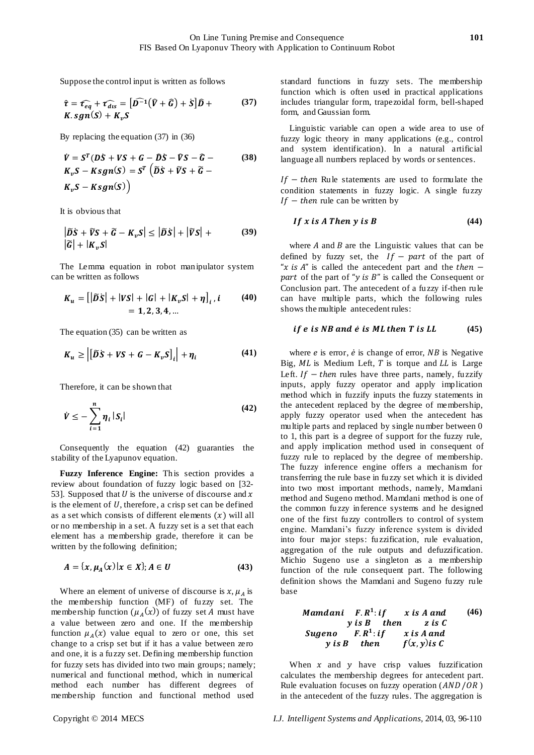Suppose the control input is written as follows

$$\hat{\tau} = \widehat{\tau_{eq}} + \widehat{\tau_{dis}} = \left[\widehat{D^{-1}}\left(\hat{V} + \hat{G}\right) + \dot{S}\right]\hat{D} + K.sgn(S) + K_v S \tag{37}$$

By replacing the equation (37) in (36)

$$\dot{V} = S^T(D\dot{S} + VS + G - \hat{D}\dot{S} - \hat{V}S - \hat{G} - K_v S - K sgn(S) = S^T\left(\tilde{D}\dot{S} + \tilde{V}S + \tilde{G} - K_v S - K sgn(S)\right) \tag{38}$$

It is obvious that

$$\left|\tilde{D}\dot{S} + \tilde{V}S + \tilde{G} - K_v S\right| \le \left|\tilde{D}\dot{S}\right| + \left|\tilde{V}S\right| + \left|\tilde{G}\right| + \left|K_v S\right| \tag{39}$$

The Lemma equation in robot manipulator system can be written as follows

$$K_u = \left[\left|\tilde{D}\dot{S}\right| + |VS| + |G| + |K_v S| + \eta\right]_i, i = 1, 2, 3, 4, \ldots \tag{40}$$

The equation (35) can be written as

$$K_u \ge \left|\left[\tilde{D}\dot{S} + VS + G - K_v S\right]_i\right| + \eta_i \tag{41}$$

Therefore, it can be shown that

$$\dot{V} \le -\sum_{i=1}^{n} \eta_i |S_i| \tag{42}$$

Consequently the equation (42) guaranties the stability of the Lyapunov equation.

**Fuzzy Inference Engine:** This section provides a review about foundation of fuzzy logic based on [32-53]. Supposed that $U$ is the universe of discourse and $x$ is the element of $U$, therefore, a crisp set can be defined as a set which consists of different elements $(x)$ will all or no membership in a set. A fuzzy set is a set that each element has a membership grade, therefore it can be written by the following definition;

$$A = \{x, \mu_A(x) | x \in X\}; A \in U \tag{43}$$

Where an element of universe of discourse is $x$, $\mu_A$ is the membership function (MF) of fuzzy set. The membership function $(\mu_A(x))$ of fuzzy set $A$ must have a value between zero and one. If the membership function $\mu_A(x)$ value equal to zero or one, this set change to a crisp set but if it has a value between zero and one, it is a fuzzy set. Defining membership function for fuzzy sets has divided into two main groups; namely; numerical and functional method, which in numerical method each number has different degrees of membership function and functional method used standard functions in fuzzy sets. The membership function which is often used in practical applications includes triangular form, trapezoidal form, bell-shaped form, and Gaussian form.

Linguistic variable can open a wide area to use of fuzzy logic theory in many applications (e.g., control and system identification). In a natural artificial language all numbers replaced by words or sentences.

$If - then$ Rule statements are used to formulate the condition statements in fuzzy logic. A single fuzzy $If - then$ rule can be written by

$$If\ x\ is\ A\ Then\ y\ is\ B \tag{44}$$

where $A$ and $B$ are the Linguistic values that can be defined by fuzzy set, the $If - part$ of the part of "$x$ $is$ $A$" is called the antecedent part and the $then - part$ of the part of "$y$ $is$ $B$" is called the Consequent or Conclusion part. The antecedent of a fuzzy if-then rule can have multiple parts, which the following rules shows the multiple antecedent rules:

$$if\ e\ is\ NB\ and\ \dot{e}\ is\ ML\ then\ T\ is\ LL \tag{45}$$

where $e$ is error, $\dot{e}$ is change of error, $NB$ is Negative Big, $ML$ is Medium Left, $T$ is torque and $LL$ is Large Left. $If - then$ rules have three parts, namely, fuzzify inputs, apply fuzzy operator and apply implication method which in fuzzify inputs the fuzzy statements in the antecedent replaced by the degree of membership, apply fuzzy operator used when the antecedent has multiple parts and replaced by single number between 0 to 1, this part is a degree of support for the fuzzy rule, and apply implication method used in consequent of fuzzy rule to replaced by the degree of membership. The fuzzy inference engine offers a mechanism for transferring the rule base in fuzzy set which it is divided into two most important methods, namely, Mamdani method and Sugeno method. Mamdani method is one of the common fuzzy inference systems and he designed one of the first fuzzy controllers to control of system engine. Mamdani's fuzzy inference system is divided into four major steps: fuzzification, rule evaluation, aggregation of the rule outputs and defuzzification. Michio Sugeno use a singleton as a membership function of the rule consequent part. The following definition shows the Mamdani and Sugeno fuzzy rule base

$$\begin{array}{l} Mamdani \quad F.R^1: if \quad x\ is\ A\ and\ y\ is\ B \quad then \quad z\ is\ C \\ Sugeno \quad F.R^1: if \quad x\ is\ A\ and\ y\ is\ B \quad then \quad f(x,y) is\ C \end{array} \tag{46}$$

When $x$ and $y$ have crisp values fuzzification calculates the membership degrees for antecedent part. Rule evaluation focuses on fuzzy operation $(AND/OR)$ in the antecedent of the fuzzy rules. The aggregation is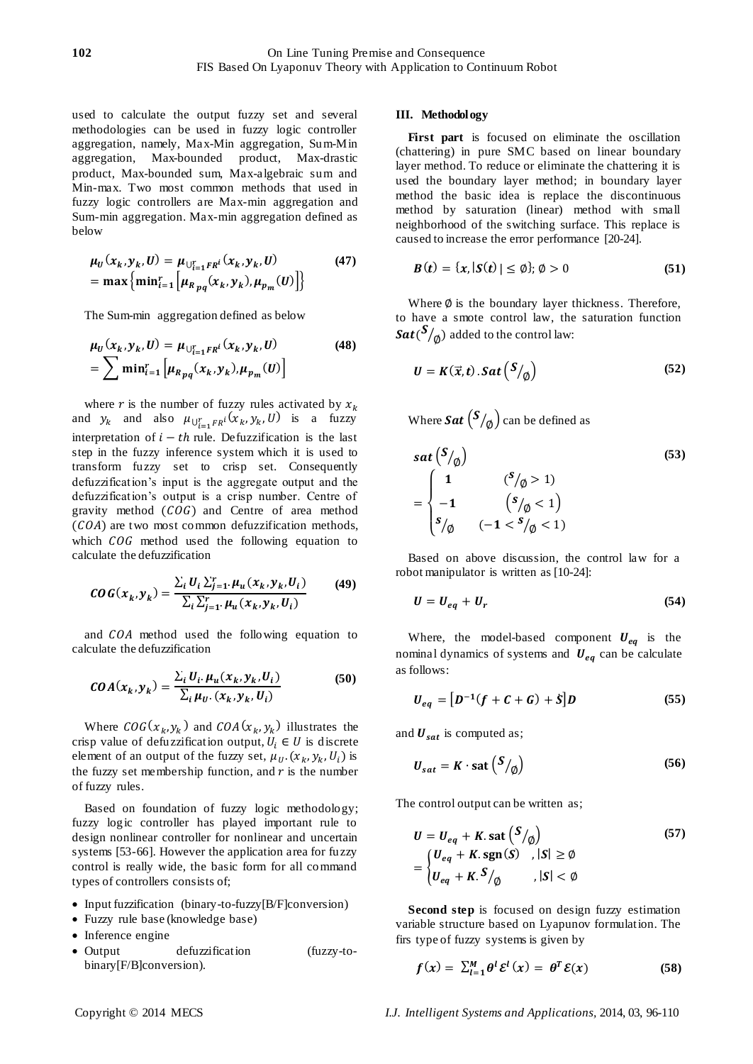used to calculate the output fuzzy set and several methodologies can be used in fuzzy logic controller aggregation, namely, Max-Min aggregation, Sum-Min aggregation, Max-bounded product, Max-drastic product, Max-bounded sum, Max-algebraic sum and Min-max. Two most common methods that used in fuzzy logic controllers are Max-min aggregation and Sum-min aggregation. Max-min aggregation defined as below

$$\mu_U(x_k, y_k, U) = \mu_{\cup_{i=1}^{r} FR^i}(x_k, y_k, U) = \max\left\{\min_{i=1}^{r}\left[\mu_{R_{pq}}(x_k, y_k), \mu_{p_m}(U)\right]\right\} \tag{47}$$

The Sum-min aggregation defined as below

$$\mu_U(x_k, y_k, U) = \mu_{\cup_{i=1}^{r} FR^i}(x_k, y_k, U) = \sum \min_{i=1}^{r}\left[\mu_{R_{pq}}(x_k, y_k), \mu_{p_m}(U)\right] \tag{48}$$

where $r$ is the number of fuzzy rules activated by $x_k$ and $y_k$ and also $\mu_{\cup_{i=1}^{r} FR^i}(x_k, y_k, U)$ is a fuzzy interpretation of $i-th$ rule. Defuzzification is the last step in the fuzzy inference system which it is used to transform fuzzy set to crisp set. Consequently defuzzification's input is the aggregate output and the defuzzification's output is a crisp number. Centre of gravity method $(COG)$ and Centre of area method $(COA)$ are two most common defuzzification methods, which $COG$ method used the following equation to calculate the defuzzification

$$COG(x_k, y_k) = \frac{\sum_i U_i \sum_{j=1}^{r} \cdot \mu_u(x_k, y_k, U_i)}{\sum_i \sum_{j=1}^{r} \cdot \mu_u(x_k, y_k, U_i)} \tag{49}$$

and $COA$ method used the following equation to calculate the defuzzification

$$COA(x_k, y_k) = \frac{\sum_i U_i \cdot \mu_u(x_k, y_k, U_i)}{\sum_i \mu_U \cdot (x_k, y_k, U_i)} \tag{50}$$

Where $COG(x_k, y_k)$ and $COA(x_k, y_k)$ illustrates the crisp value of defuzzification output, $U_i \in U$ is discrete element of an output of the fuzzy set, $\mu_U \cdot (x_k, y_k, U_i)$ is the fuzzy set membership function, and $r$ is the number of fuzzy rules.

Based on foundation of fuzzy logic methodology; fuzzy logic controller has played important rule to design nonlinear controller for nonlinear and uncertain systems [53-66]. However the application area for fuzzy control is really wide, the basic form for all command types of controllers consists of;

- Input fuzzification (binary-to-fuzzy[B/F]conversion)
- Fuzzy rule base (knowledge base)
- Inference engine
- Output defuzzification (fuzzy-to-binary[F/B]conversion).

## III. Methodology

**First part** is focused on eliminate the oscillation (chattering) in pure SMC based on linear boundary layer method. To reduce or eliminate the chattering it is used the boundary layer method; in boundary layer method the basic idea is replace the discontinuous method by saturation (linear) method with small neighborhood of the switching surface. This replace is caused to increase the error performance [20-24].

$$B(t) = \{x, |S(t)| \leq \emptyset\}; \emptyset > 0 \tag{51}$$

Where $\emptyset$ is the boundary layer thickness. Therefore, to have a smote control law, the saturation function $Sat(S/_{\emptyset})$ added to the control law:

$$U = K(\vec{x}, t) \cdot Sat\left(S/_{\emptyset}\right) \tag{52}$$

Where $Sat\left(S/_{\emptyset}\right)$ can be defined as

$$sat\left(S/_{\emptyset}\right) = \begin{cases} 1 & (S/_{\emptyset} > 1) \\ -1 & (S/_{\emptyset} < 1) \\ S/_{\emptyset} & (-1 < S/_{\emptyset} < 1) \end{cases} \tag{53}$$

Based on above discussion, the control law for a robot manipulator is written as [10-24]:

$$U = U_{eq} + U_r \tag{54}$$

Where, the model-based component $U_{eq}$ is the nominal dynamics of systems and $U_{eq}$ can be calculate as follows:

$$U_{eq} = \left[D^{-1}(f + C + G) + \dot{S}\right] D \tag{55}$$

and $U_{sat}$ is computed as;

$$U_{sat} = K \cdot \text{sat}\left(S/_{\emptyset}\right) \tag{56}$$

The control output can be written as;

$$U = U_{eq} + K.\text{sat}\left(S/_{\emptyset}\right) = \begin{cases} U_{eq} + K.\text{sgn}(S) & , |S| \geq \emptyset \\ U_{eq} + K.S/_{\emptyset} & , |S| < \emptyset \end{cases} \tag{57}$$

**Second step** is focused on design fuzzy estimation variable structure based on Lyapunov formulation. The firs type of fuzzy systems is given by

$$f(x) = \sum_{l=1}^{M} \theta^l \mathcal{E}^l(x) = \theta^T \mathcal{E}(x) \tag{58}$$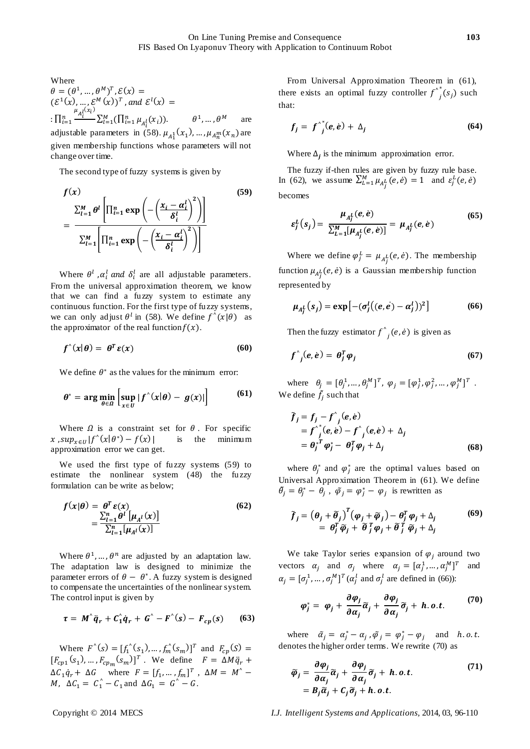Where
$\theta = (\theta^1, \ldots, \theta^M)^T, \mathcal{E}(x) = (\mathcal{E}^1(x), \ldots, \mathcal{E}^M(x))^T$, and $\mathcal{E}^l(x) = : \prod_{i=1}^{n} \frac{\mu_{A_i^l}(x_i)}{\sum_{l=1}^{M}(\prod_{i=1}^{n} \mu_{A_i^l}(x_i))}$. $\theta^1, \ldots, \theta^M$ are adjustable parameters in (58). $\mu_{A_1^1}(x_1), \ldots, \mu_{A_n^m}(x_n)$ are given membership functions whose parameters will not change over time.

The second type of fuzzy systems is given by

$$f(x) = \frac{\sum_{l=1}^{M} \theta^l \left[\prod_{i=1}^{n} \exp\left(-\left(\frac{x_i - \alpha_i^l}{\delta_i^l}\right)^2\right)\right]}{\sum_{l=1}^{M}\left[\prod_{i=1}^{n} \exp\left(-\left(\frac{x_i - \alpha_i^l}{\delta_i^l}\right)^2\right)\right]} \tag{59}$$

Where $\theta^l$, $\alpha_i^l$ and $\delta_i^l$ are all adjustable parameters. From the universal approximation theorem, we know that we can find a fuzzy system to estimate any continuous function. For the first type of fuzzy systems, we can only adjust $\theta^l$ in (58). We define $f^{\wedge}(x|\theta)$ as the approximator of the real function $f(x)$.

$$f^{\wedge}(x|\theta) = \theta^T \varepsilon(x) \tag{60}$$

We define $\theta^*$ as the values for the minimum error:

$$\theta^* = \arg\min_{\theta \in \Omega}\left[\sup_{x \in U} |f^{\wedge}(x|\theta) - g(x)|\right] \tag{61}$$

Where $\Omega$ is a constraint set for $\theta$. For specific $x$, $sup_{x \in U} |f^{\wedge}(x|\theta^*) - f(x)|$ is the minimum approximation error we can get.

We used the first type of fuzzy systems (59) to estimate the nonlinear system (48) the fuzzy formulation can be write as below;

$$f(x|\theta) = \theta^T \varepsilon(x) = \frac{\sum_{l=1}^{n} \theta^l \left[\mu_{A^l}(x)\right]}{\sum_{l=1}^{n}\left[\mu_{A^l}(x)\right]} \tag{62}$$

Where $\theta^1, \ldots, \theta^n$ are adjusted by an adaptation law. The adaptation law is designed to minimize the parameter errors of $\theta - \theta^*$. A fuzzy system is designed to compensate the uncertainties of the nonlinear system. The control input is given by

$$\tau = M^{\wedge}\ddot{q}_r + C_1^{\wedge}\dot{q}_r + G^{\wedge} - F^{\wedge}(s) - F_{cp}(s) \tag{63}$$

Where $F^{\wedge}(s) = [f_1^{\wedge}(s_1), \ldots, f_m^{\wedge}(s_m)]^T$ and $F_{cp}(S) = [F_{cp1}(s_1), \ldots, F_{cp_m}(s_m)]^T$. We define $F = \Delta M \ddot{q}_r + \Delta C_1 \dot{q}_r + \Delta G$ where $F = [f_1, \ldots, f_m]^T$, $\Delta M = M^{\wedge} - M$, $\Delta C_1 = C_1^{\wedge} - C_1$ and $\Delta G_1 = G^{\wedge} - G$.

From Universal Approximation Theorem in (61), there exists an optimal fuzzy controller $f^{\wedge *}_j(s_j)$ such that:

$$f_j = f^{\wedge *}_j(e, \dot{e}) + \Delta_j \tag{64}$$

Where $\Delta_j$ is the minimum approximation error.

The fuzzy if-then rules are given by fuzzy rule base. In (62), we assume $\sum_{L=1}^{M} \mu_{A_j^L}(e, \dot{e}) = 1$ and $\varepsilon_j^L(e, \dot{e})$ becomes

$$\varepsilon_j^L(s_j) = \frac{\mu_{A_j^L}(e, \dot{e})}{\sum_{L=1}^{M}[\mu_{A_j^L}(e, \dot{e})]} = \mu_{A_j^L}(e, \dot{e}) \tag{65}$$

Where we define $\varphi_j^L = \mu_{A_j^L}(e, \dot{e})$. The membership function $\mu_{A_j^L}(e, \dot{e})$ is a Gaussian membership function represented by

$$\mu_{A_j^L}(s_j) = \exp\left[-(\sigma_j^l((e, \dot{e}) - \alpha_j^l))^2\right] \tag{66}$$

Then the fuzzy estimator $f^{\wedge}_j(e, \dot{e})$ is given as

$$f^{\wedge}_j(e, \dot{e}) = \theta_j^T \varphi_j \tag{67}$$

where $\theta_j = [\theta_j^1, \ldots, \theta_j^M]^T$, $\varphi_j = [\varphi_j^1, \varphi_j^2, \ldots, \varphi_j^M]^T$. We define $\tilde{f}_j$ such that

$$\begin{aligned} \tilde{f}_j &= f_j - f^{\wedge}_j(e, \dot{e}) \\ &= f^{\wedge *}_j(e, \dot{e}) - f^{\wedge}_j(e, \dot{e}) + \Delta_j \\ &= \theta_j^{*T} \varphi_j^* - \theta_j^T \varphi_j + \Delta_j \end{aligned} \tag{68}$$

where $\theta_j^*$ and $\varphi_j^*$ are the optimal values based on Universal Approximation Theorem in (61). We define $\tilde{\theta}_j = \theta_j^* - \theta_j$, $\tilde{\varphi}_j = \varphi_j^* - \varphi_j$ is rewritten as

$$\begin{aligned} \tilde{f}_j &= (\theta_j + \tilde{\theta}_j)^T(\varphi_j + \tilde{\varphi}_j) - \theta_j^T \varphi_j + \Delta_j \\ &= \theta_j^T \tilde{\varphi}_j + \tilde{\theta}_j^T \varphi_j + \tilde{\theta}_j^T \tilde{\varphi}_j + \Delta_j \end{aligned} \tag{69}$$

We take Taylor series expansion of $\varphi_j$ around two vectors $\alpha_j$ and $\sigma_j$ where $\alpha_j = [\alpha_j^1, \ldots, \alpha_j^M]^T$ and $\alpha_j = [\sigma_j^1, \ldots, \sigma_j^M]^T$ ($\alpha_j^l$ and $\sigma_j^l$ are defined in (66)):

$$\varphi_j^* = \varphi_j + \frac{\partial \varphi_j}{\partial \alpha_j}\tilde{\alpha}_j + \frac{\partial \varphi_j}{\partial \alpha_j}\tilde{\sigma}_j + h.o.t. \tag{70}$$

where $\tilde{\alpha}_j = \alpha_j^* - \alpha_j$, $\tilde{\varphi}_j = \varphi_j^* - \varphi_j$ and $h.o.t.$ denotes the higher order terms. We rewrite (70) as

$$\begin{aligned} \tilde{\varphi}_j &= \frac{\partial \varphi_j}{\partial \alpha_j}\tilde{\alpha}_j + \frac{\partial \varphi_j}{\partial \alpha_j}\tilde{\sigma}_j + h.o.t. \\ &= B_j \tilde{\alpha}_j + C_j \tilde{\sigma}_j + h.o.t. \end{aligned} \tag{71}$$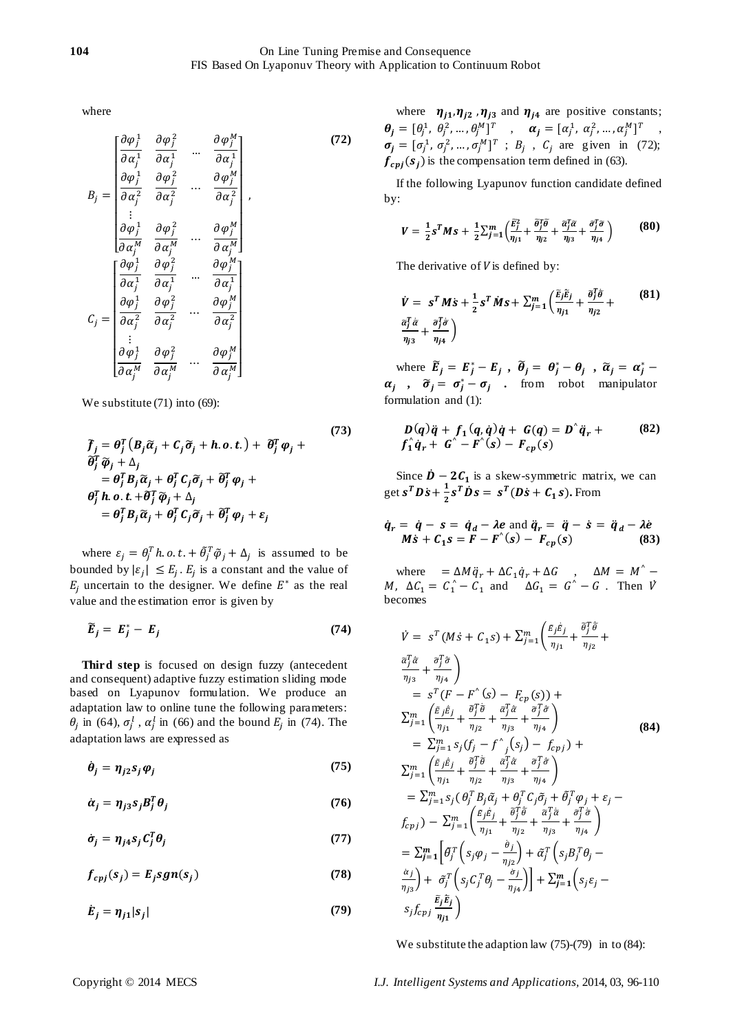where

$$B_j = \begin{bmatrix} \frac{\partial \varphi_j^1}{\partial \alpha_j^1} & \frac{\partial \varphi_j^2}{\partial \alpha_j^1} & \cdots & \frac{\partial \varphi_j^M}{\partial \alpha_j^1} \\ \frac{\partial \varphi_j^1}{\partial \alpha_j^2} & \frac{\partial \varphi_j^2}{\partial \alpha_j^2} & \cdots & \frac{\partial \varphi_j^M}{\partial \alpha_j^2} \\ \vdots & & & \\ \frac{\partial \varphi_j^1}{\partial \alpha_j^M} & \frac{\partial \varphi_j^2}{\partial \alpha_j^M} & \cdots & \frac{\partial \varphi_j^M}{\partial \alpha_j^M} \end{bmatrix}, \quad C_j = \begin{bmatrix} \frac{\partial \varphi_j^1}{\partial \alpha_j^1} & \frac{\partial \varphi_j^2}{\partial \alpha_j^1} & \cdots & \frac{\partial \varphi_j^M}{\partial \alpha_j^1} \\ \frac{\partial \varphi_j^1}{\partial \alpha_j^2} & \frac{\partial \varphi_j^2}{\partial \alpha_j^2} & \cdots & \frac{\partial \varphi_j^M}{\partial \alpha_j^2} \\ \vdots & & & \\ \frac{\partial \varphi_j^1}{\partial \alpha_j^M} & \frac{\partial \varphi_j^2}{\partial \alpha_j^M} & \cdots & \frac{\partial \varphi_j^M}{\partial \alpha_j^M} \end{bmatrix} \tag{72}$$

We substitute (71) into (69):

$$\begin{aligned} \tilde{f}_j &= \theta_j^T \left( B_j \tilde{\alpha}_j + C_j \tilde{\sigma}_j + h.o.t. \right) + \tilde{\theta}_j^T \varphi_j + \tilde{\theta}_j^T \tilde{\varphi}_j + \Delta_j \\ &= \theta_j^T B_j \tilde{\alpha}_j + \theta_j^T C_j \tilde{\sigma}_j + \tilde{\theta}_j^T \varphi_j + \theta_j^T h.o.t. + \tilde{\theta}_j^T \tilde{\varphi}_j + \Delta_j \\ &= \theta_j^T B_j \tilde{\alpha}_j + \theta_j^T C_j \tilde{\sigma}_j + \tilde{\theta}_j^T \varphi_j + \varepsilon_j \end{aligned} \tag{73}$$

where $\varepsilon_j = \theta_j^T h.o.t. + \tilde{\theta}_j^T \tilde{\varphi}_j + \Delta_j$ is assumed to be bounded by $|\varepsilon_j| \le E_j$. $E_j$ is a constant and the value of $E_j$ uncertain to the designer. We define $E^*$ as the real value and the estimation error is given by

$$\tilde{E}_j = E_j^* - E_j \tag{74}$$

**Third step** is focused on design fuzzy (antecedent and consequent) adaptive fuzzy estimation sliding mode based on Lyapunov formulation. We produce an adaptation law to online tune the following parameters: $\theta_j$ in (64), $\sigma_j^l$ , $\alpha_j^l$ in (66) and the bound $E_j$ in (74). The adaptation laws are expressed as

$$\dot{\theta}_j = \eta_{j2} s_j \varphi_j \tag{75}$$

$$\dot{\alpha}_j = \eta_{j3} s_j B_j^T \theta_j \tag{76}$$

$$\dot{\sigma}_j = \eta_{j4} s_j C_j^T \theta_j \tag{77}$$

$$f_{cpj}(s_j) = E_j sgn(s_j) \tag{78}$$

$$\dot{E}_j = \eta_{j1} |s_j| \tag{79}$$

where $\eta_{j1}, \eta_{j2}, \eta_{j3}$ and $\eta_{j4}$ are positive constants; $\theta_j = [\theta_j^1, \theta_j^2, \dots, \theta_j^M]^T$ , $\alpha_j = [\alpha_j^1, \alpha_j^2, \dots, \alpha_j^M]^T$ , $\sigma_j = [\sigma_j^1, \sigma_j^2, \dots, \sigma_j^M]^T$ ; $B_j$ , $C_j$ are given in (72); $f_{cpj}(s_j)$ is the compensation term defined in (63).

If the following Lyapunov function candidate defined by:

$$V = \frac{1}{2} s^T M s + \frac{1}{2} \sum_{j=1}^{m} \left( \frac{\tilde{E}_j^2}{\eta_{j1}} + \frac{\tilde{\theta}_j^T \tilde{\theta}}{\eta_{j2}} + \frac{\tilde{\alpha}_j^T \tilde{\alpha}}{\eta_{j3}} + \frac{\tilde{\sigma}_j^T \tilde{\sigma}}{\eta_{j4}} \right) \tag{80}$$

The derivative of $V$ is defined by:

$$\dot{V} = s^T M \dot{s} + \frac{1}{2} s^T \dot{M} s + \sum_{j=1}^{m} \left( \frac{\tilde{E}_j \dot{\tilde{E}}_j}{\eta_{j1}} + \frac{\tilde{\theta}_j^T \dot{\tilde{\theta}}}{\eta_{j2}} + \frac{\tilde{\alpha}_j^T \dot{\tilde{\alpha}}}{\eta_{j3}} + \frac{\tilde{\sigma}_j^T \dot{\tilde{\sigma}}}{\eta_{j4}} \right) \tag{81}$$

where $\tilde{E}_j = E_j^* - E_j$ , $\tilde{\theta}_j = \theta_j^* - \theta_j$ , $\tilde{\alpha}_j = \alpha_j^* - \alpha_j$ , $\tilde{\sigma}_j = \sigma_j^* - \sigma_j$ . from robot manipulator formulation and (1):

$$D(q)\ddot{q} + f_1(q,\dot{q})\dot{q} + G(q) = D^{\wedge} \ddot{q}_r + f_1^{\wedge} \dot{q}_r + G^{\wedge} - F^{\wedge}(s) - F_{cp}(s) \tag{82}$$

Since $\dot{D} - 2C_1$ is a skew-symmetric matrix, we can get $s^T D \dot{s} + \frac{1}{2} s^T \dot{D} s = s^T (D\dot{s} + C_1 s)$. From

$$\dot{q}_r = \dot{q} - s = \dot{q}_d - \lambda e \text{ and } \ddot{q}_r = \ddot{q} - \dot{s} = \ddot{q}_d - \lambda \dot{e}$$

$$M\dot{s} + C_1 s = F - F^{\wedge}(s) - F_{cp}(s) \tag{83}$$

where $= \Delta M \ddot{q}_r + \Delta C_1 \dot{q}_r + \Delta G$ , $\Delta M = M^{\wedge} - M$, $\Delta C_1 = C_1^{\wedge} - C_1$ and $\Delta G_1 = G^{\wedge} - G$ . Then $\dot{V}$ becomes

$$\begin{aligned} \dot{V} &= s^T (M\dot{s} + C_1 s) + \sum_{j=1}^{m} \left( \frac{\tilde{E}_j \dot{\tilde{E}}_j}{\eta_{j1}} + \frac{\tilde{\theta}_j^T \dot{\tilde{\theta}}}{\eta_{j2}} + \frac{\tilde{\alpha}_j^T \dot{\tilde{\alpha}}}{\eta_{j3}} + \frac{\tilde{\sigma}_j^T \dot{\tilde{\sigma}}}{\eta_{j4}} \right) \\ &= s^T (F - F^{\wedge}(s) - F_{cp}(s)) + \sum_{j=1}^{m} \left( \frac{\tilde{E}_j \dot{\tilde{E}}_j}{\eta_{j1}} + \frac{\tilde{\theta}_j^T \dot{\tilde{\theta}}}{\eta_{j2}} + \frac{\tilde{\alpha}_j^T \dot{\tilde{\alpha}}}{\eta_{j3}} + \frac{\tilde{\sigma}_j^T \dot{\tilde{\sigma}}}{\eta_{j4}} \right) \\ &= \sum_{j=1}^{m} s_j (f_j - f^{\wedge}{}_j(s_j) - f_{cpj}) + \sum_{j=1}^{m} \left( \frac{\tilde{E}_j \dot{\tilde{E}}_j}{\eta_{j1}} + \frac{\tilde{\theta}_j^T \dot{\tilde{\theta}}}{\eta_{j2}} + \frac{\tilde{\alpha}_j^T \dot{\tilde{\alpha}}}{\eta_{j3}} + \frac{\tilde{\sigma}_j^T \dot{\tilde{\sigma}}}{\eta_{j4}} \right) \\ &= \sum_{j=1}^{m} s_j (\theta_j^T B_j \tilde{\alpha}_j + \theta_j^T C_j \tilde{\sigma}_j + \tilde{\theta}_j^T \varphi_j + \varepsilon_j - f_{cpj}) - \sum_{j=1}^{m} \left( \frac{\tilde{E}_j \dot{E}_j}{\eta_{j1}} + \frac{\tilde{\theta}_j^T \dot{\theta}}{\eta_{j2}} + \frac{\tilde{\alpha}_j^T \dot{\alpha}}{\eta_{j3}} + \frac{\tilde{\sigma}_j^T \dot{\sigma}}{\eta_{j4}} \right) \\ &= \sum_{j=1}^{m} \left[ \tilde{\theta}_j^T \left( s_j \varphi_j - \frac{\dot{\theta}_j}{\eta_{j2}} \right) + \tilde{\alpha}_j^T \left( s_j B_j^T \theta_j - \frac{\dot{\alpha}_j}{\eta_{j3}} \right) + \tilde{\sigma}_j^T \left( s_j C_j^T \theta_j - \frac{\dot{\sigma}_j}{\eta_{j4}} \right) \right] + \sum_{j=1}^{m} \left( s_j \varepsilon_j - s_j f_{cpj} \frac{\tilde{E}_j \dot{\tilde{E}}_j}{\eta_{j1}} \right) \end{aligned} \tag{84}$$

We substitute the adaption law (75)-(79) in to (84):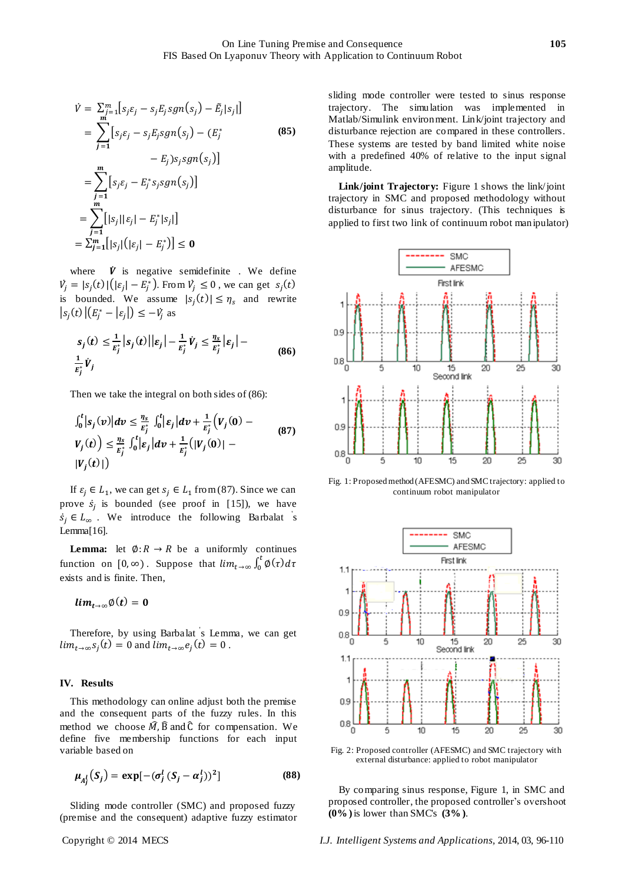$$\dot{V} = \sum_{j=1}^{m}\left[s_j\varepsilon_j - s_jE_j sgn(s_j) - \tilde{E}_j|s_j|\right]$$

$$= \sum_{j=1}^{m}\left[s_j\varepsilon_j - s_jE_j sgn(s_j) - (E_j^* - E_j)s_j sgn(s_j)\right] \tag{85}$$

$$= \sum_{j=1}^{m}\left[s_j\varepsilon_j - E_j^* s_j sgn(s_j)\right]$$

$$= \sum_{j=1}^{m}\left[|s_j||\varepsilon_j| - E_j^*|s_j|\right]$$

$$= \sum_{j=1}^{m}\left[|s_j|\left(|\varepsilon_j| - E_j^*\right)\right] \leq 0$$

where $\dot{V}$ is negative semidefinite . We define $\dot{V}_j = |s_j(t)|\left(|\varepsilon_j| - E_j^*\right)$. From $\dot{V}_j \leq 0$ , we can get $s_j(t)$ is bounded. We assume $|s_j(t)| \leq \eta_s$ and rewrite $|s_j(t)|\left(E_j^* - |\varepsilon_j|\right) \leq -\dot{V}_j$ as

$$s_j(t) \leq \frac{1}{E_j^*}|s_j(t)||\varepsilon_j| - \frac{1}{E_j^*}\dot{V}_j \leq \frac{\eta_s}{E_j^*}|\varepsilon_j| - \frac{1}{E_j^*}\dot{V}_j \tag{86}$$

Then we take the integral on both sides of (86):

$$\int_0^t |s_j(v)|dv \leq \frac{\eta_s}{E_j^*}\int_0^t|\varepsilon_j|dv + \frac{1}{E_j^*}\left(V_j(0) - V_j(t)\right) \leq \frac{\eta_s}{E_j^*}\int_0^t|\varepsilon_j|dv + \frac{1}{E_j^*}\left(|V_j(0)| - |V_j(t)|\right) \tag{87}$$

If $\varepsilon_j \in L_1$, we can get $s_j \in L_1$ from (87). Since we can prove $\dot{s}_j$ is bounded (see proof in [15]), we have $\dot{s}_j \in L_\infty$ . We introduce the following Barbalat 's Lemma[16].

**Lemma:** let $\emptyset: R \to R$ be a uniformly continues function on $[0, \infty)$. Suppose that $lim_{t\to\infty}\int_0^t \emptyset(\tau)d\tau$ exists and is finite. Then,

$$lim_{t\to\infty}\emptyset(t) = 0$$

Therefore, by using Barbalat 's Lemma, we can get $lim_{t\to\infty}s_j(t) = 0$ and $lim_{t\to\infty}e_j(t) = 0$ .

## IV. Results

This methodology can online adjust both the premise and the consequent parts of the fuzzy rules. In this method we choose $\widehat{M}, \widehat{B}$ and $\widehat{C}$ for compensation. We define five membership functions for each input variable based on

$$\mu_{A_j^l}(S_j) = \exp[-(\sigma_j^l(S_j - \alpha_j^l))^2] \tag{88}$$

Sliding mode controller (SMC) and proposed fuzzy (premise and the consequent) adaptive fuzzy estimator sliding mode controller were tested to sinus response trajectory. The simulation was implemented in Matlab/Simulink environment. Link/joint trajectory and disturbance rejection are compared in these controllers. These systems are tested by band limited white noise with a predefined 40% of relative to the input signal amplitude.

**Link/joint Trajectory:** Figure 1 shows the link/joint trajectory in SMC and proposed methodology without disturbance for sinus trajectory. (This techniques is applied to first two link of continuum robot manipulator)

Fig. 1: Proposed method (AFESMC) and SMC trajectory: applied to continuum robot manipulator

Fig. 2: Proposed controller (AFESMC) and SMC trajectory with external disturbance: applied to robot manipulator

By comparing sinus response, Figure 1, in SMC and proposed controller, the proposed controller's overshoot **(0%)** is lower than SMC's **(3%)**.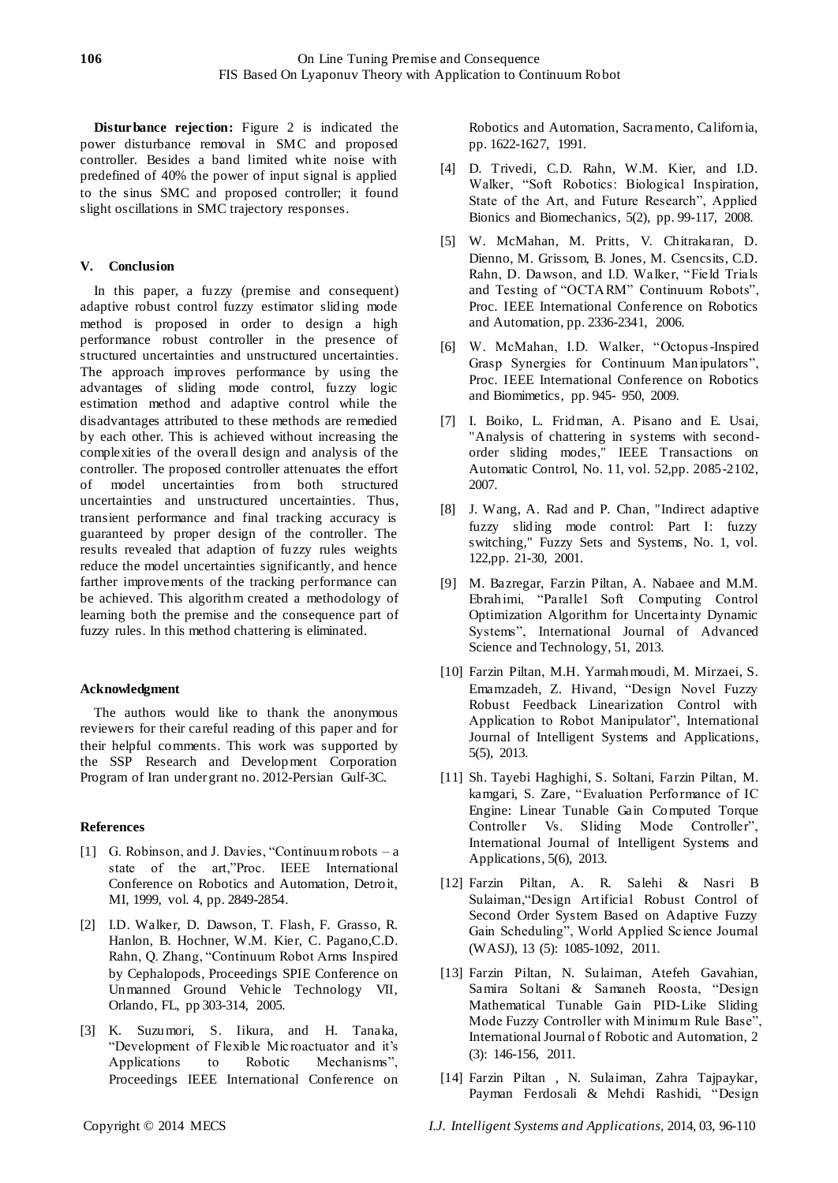**Disturbance rejection:** Figure 2 is indicated the power disturbance removal in SMC and proposed controller. Besides a band limited white noise with predefined of 40% the power of input signal is applied to the sinus SMC and proposed controller; it found slight oscillations in SMC trajectory responses.

## V. Conclusion

In this paper, a fuzzy (premise and consequent) adaptive robust control fuzzy estimator sliding mode method is proposed in order to design a high performance robust controller in the presence of structured uncertainties and unstructured uncertainties. The approach improves performance by using the advantages of sliding mode control, fuzzy logic estimation method and adaptive control while the disadvantages attributed to these methods are remedied by each other. This is achieved without increasing the complexities of the overall design and analysis of the controller. The proposed controller attenuates the effort of model uncertainties from both structured uncertainties and unstructured uncertainties. Thus, transient performance and final tracking accuracy is guaranteed by proper design of the controller. The results revealed that adaption of fuzzy rules weights reduce the model uncertainties significantly, and hence farther improvements of the tracking performance can be achieved. This algorithm created a methodology of learning both the premise and the consequence part of fuzzy rules. In this method chattering is eliminated.

## Acknowledgment

The authors would like to thank the anonymous reviewers for their careful reading of this paper and for their helpful comments. This work was supported by the SSP Research and Development Corporation Program of Iran under grant no. 2012-Persian Gulf-3C.

## References

[1] G. Robinson, and J. Davies, "Continuum robots – a state of the art,"Proc. IEEE International Conference on Robotics and Automation, Detroit, MI, 1999, vol. 4, pp. 2849-2854.

[2] I.D. Walker, D. Dawson, T. Flash, F. Grasso, R. Hanlon, B. Hochner, W.M. Kier, C. Pagano,C.D. Rahn, Q. Zhang, "Continuum Robot Arms Inspired by Cephalopods, Proceedings SPIE Conference on Unmanned Ground Vehicle Technology VII, Orlando, FL, pp 303-314, 2005.

[3] K. Suzumori, S. Iikura, and H. Tanaka, "Development of Flexible Microactuator and it's Applications to Robotic Mechanisms", Proceedings IEEE International Conference on Robotics and Automation, Sacramento, California, pp. 1622-1627, 1991.

[4] D. Trivedi, C.D. Rahn, W.M. Kier, and I.D. Walker, "Soft Robotics: Biological Inspiration, State of the Art, and Future Research", Applied Bionics and Biomechanics, 5(2), pp. 99-117, 2008.

[5] W. McMahan, M. Pritts, V. Chitrakaran, D. Dienno, M. Grissom, B. Jones, M. Csencsits, C.D. Rahn, D. Dawson, and I.D. Walker, "Field Trials and Testing of "OCTARM" Continuum Robots", Proc. IEEE International Conference on Robotics and Automation, pp. 2336-2341, 2006.

[6] W. McMahan, I.D. Walker, "Octopus-Inspired Grasp Synergies for Continuum Manipulators", Proc. IEEE International Conference on Robotics and Biomimetics, pp. 945- 950, 2009.

[7] I. Boiko, L. Fridman, A. Pisano and E. Usai, "Analysis of chattering in systems with second-order sliding modes," IEEE Transactions on Automatic Control, No. 11, vol. 52,pp. 2085-2102, 2007.

[8] J. Wang, A. Rad and P. Chan, "Indirect adaptive fuzzy sliding mode control: Part I: fuzzy switching," Fuzzy Sets and Systems, No. 1, vol. 122,pp. 21-30, 2001.

[9] M. Bazregar, Farzin Piltan, A. Nabaee and M.M. Ebrahimi, "Parallel Soft Computing Control Optimization Algorithm for Uncertainty Dynamic Systems", International Journal of Advanced Science and Technology, 51, 2013.

[10] Farzin Piltan, M.H. Yarmahmoudi, M. Mirzaei, S. Emamzadeh, Z. Hivand, "Design Novel Fuzzy Robust Feedback Linearization Control with Application to Robot Manipulator", International Journal of Intelligent Systems and Applications, 5(5), 2013.

[11] Sh. Tayebi Haghighi, S. Soltani, Farzin Piltan, M. kamgari, S. Zare, "Evaluation Performance of IC Engine: Linear Tunable Gain Computed Torque Controller Vs. Sliding Mode Controller", International Journal of Intelligent Systems and Applications, 5(6), 2013.

[12] Farzin Piltan, A. R. Salehi & Nasri B Sulaiman,"Design Artificial Robust Control of Second Order System Based on Adaptive Fuzzy Gain Scheduling", World Applied Science Journal (WASJ), 13 (5): 1085-1092, 2011.

[13] Farzin Piltan, N. Sulaiman, Atefeh Gavahian, Samira Soltani & Samaneh Roosta, "Design Mathematical Tunable Gain PID-Like Sliding Mode Fuzzy Controller with Minimum Rule Base", International Journal of Robotic and Automation, 2 (3): 146-156, 2011.

[14] Farzin Piltan , N. Sulaiman, Zahra Tajpaykar, Payman Ferdosali & Mehdi Rashidi, "Design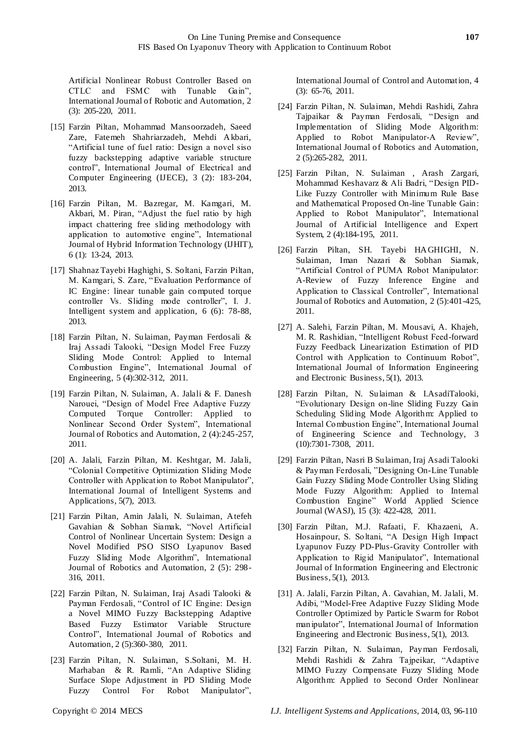Artificial Nonlinear Robust Controller Based on CTLC and FSMC with Tunable Gain", International Journal of Robotic and Automation, 2 (3): 205-220, 2011.

[15] Farzin Piltan, Mohammad Mansoorzadeh, Saeed Zare, Fatemeh Shahriarzadeh, Mehdi Akbari, "Artificial tune of fuel ratio: Design a novel siso fuzzy backstepping adaptive variable structure control", International Journal of Electrical and Computer Engineering (IJECE), 3 (2): 183-204, 2013.

[16] Farzin Piltan, M. Bazregar, M. Kamgari, M. Akbari, M. Piran, "Adjust the fuel ratio by high impact chattering free sliding methodology with application to automotive engine", International Journal of Hybrid Information Technology (IJHIT), 6 (1): 13-24, 2013.

[17] Shahnaz Tayebi Haghighi, S. Soltani, Farzin Piltan, M. Kamgari, S. Zare, "Evaluation Performance of IC Engine: linear tunable gain computed torque controller Vs. Sliding mode controller", I. J. Intelligent system and application, 6 (6): 78-88, 2013.

[18] Farzin Piltan, N. Sulaiman, Payman Ferdosali & Iraj Assadi Talooki, "Design Model Free Fuzzy Sliding Mode Control: Applied to Internal Combustion Engine", International Journal of Engineering, 5 (4):302-312, 2011.

[19] Farzin Piltan, N. Sulaiman, A. Jalali & F. Danesh Narouei, "Design of Model Free Adaptive Fuzzy Computed Torque Controller: Applied to Nonlinear Second Order System", International Journal of Robotics and Automation, 2 (4):245-257, 2011.

[20] A. Jalali, Farzin Piltan, M. Keshtgar, M. Jalali, "Colonial Competitive Optimization Sliding Mode Controller with Application to Robot Manipulator", International Journal of Intelligent Systems and Applications, 5(7), 2013.

[21] Farzin Piltan, Amin Jalali, N. Sulaiman, Atefeh Gavahian & Sobhan Siamak, "Novel Artificial Control of Nonlinear Uncertain System: Design a Novel Modified PSO SISO Lyapunov Based Fuzzy Sliding Mode Algorithm", International Journal of Robotics and Automation, 2 (5): 298-316, 2011.

[22] Farzin Piltan, N. Sulaiman, Iraj Asadi Talooki & Payman Ferdosali, "Control of IC Engine: Design a Novel MIMO Fuzzy Backstepping Adaptive Based Fuzzy Estimator Variable Structure Control", International Journal of Robotics and Automation, 2 (5):360-380, 2011.

[23] Farzin Piltan, N. Sulaiman, S.Soltani, M. H. Marhaban & R. Ramli, "An Adaptive Sliding Surface Slope Adjustment in PD Sliding Mode Fuzzy Control For Robot Manipulator", International Journal of Control and Automation, 4 (3): 65-76, 2011.

[24] Farzin Piltan, N. Sulaiman, Mehdi Rashidi, Zahra Tajpaikar & Payman Ferdosali, "Design and Implementation of Sliding Mode Algorithm: Applied to Robot Manipulator-A Review", International Journal of Robotics and Automation, 2 (5):265-282, 2011.

[25] Farzin Piltan, N. Sulaiman , Arash Zargari, Mohammad Keshavarz & Ali Badri, "Design PID-Like Fuzzy Controller with Minimum Rule Base and Mathematical Proposed On-line Tunable Gain: Applied to Robot Manipulator", International Journal of Artificial Intelligence and Expert System, 2 (4):184-195, 2011.

[26] Farzin Piltan, SH. Tayebi HAGHIGHI, N. Sulaiman, Iman Nazari & Sobhan Siamak, "Artificial Control of PUMA Robot Manipulator: A-Review of Fuzzy Inference Engine and Application to Classical Controller", International Journal of Robotics and Automation, 2 (5):401-425, 2011.

[27] A. Salehi, Farzin Piltan, M. Mousavi, A. Khajeh, M. R. Rashidian, "Intelligent Robust Feed-forward Fuzzy Feedback Linearization Estimation of PID Control with Application to Continuum Robot", International Journal of Information Engineering and Electronic Business, 5(1), 2013.

[28] Farzin Piltan, N. Sulaiman & I.AsadiTalooki, "Evolutionary Design on-line Sliding Fuzzy Gain Scheduling Sliding Mode Algorithm: Applied to Internal Combustion Engine", International Journal of Engineering Science and Technology, 3 (10):7301-7308, 2011.

[29] Farzin Piltan, Nasri B Sulaiman, Iraj Asadi Talooki & Payman Ferdosali, "Designing On-Line Tunable Gain Fuzzy Sliding Mode Controller Using Sliding Mode Fuzzy Algorithm: Applied to Internal Combustion Engine" World Applied Science Journal (WASJ), 15 (3): 422-428, 2011.

[30] Farzin Piltan, M.J. Rafaati, F. Khazaeni, A. Hosainpour, S. Soltani, "A Design High Impact Lyapunov Fuzzy PD-Plus-Gravity Controller with Application to Rigid Manipulator", International Journal of Information Engineering and Electronic Business, 5(1), 2013.

[31] A. Jalali, Farzin Piltan, A. Gavahian, M. Jalali, M. Adibi, "Model-Free Adaptive Fuzzy Sliding Mode Controller Optimized by Particle Swarm for Robot manipulator", International Journal of Information Engineering and Electronic Business, 5(1), 2013.

[32] Farzin Piltan, N. Sulaiman, Payman Ferdosali, Mehdi Rashidi & Zahra Tajpeikar, "Adaptive MIMO Fuzzy Compensate Fuzzy Sliding Mode Algorithm: Applied to Second Order Nonlinear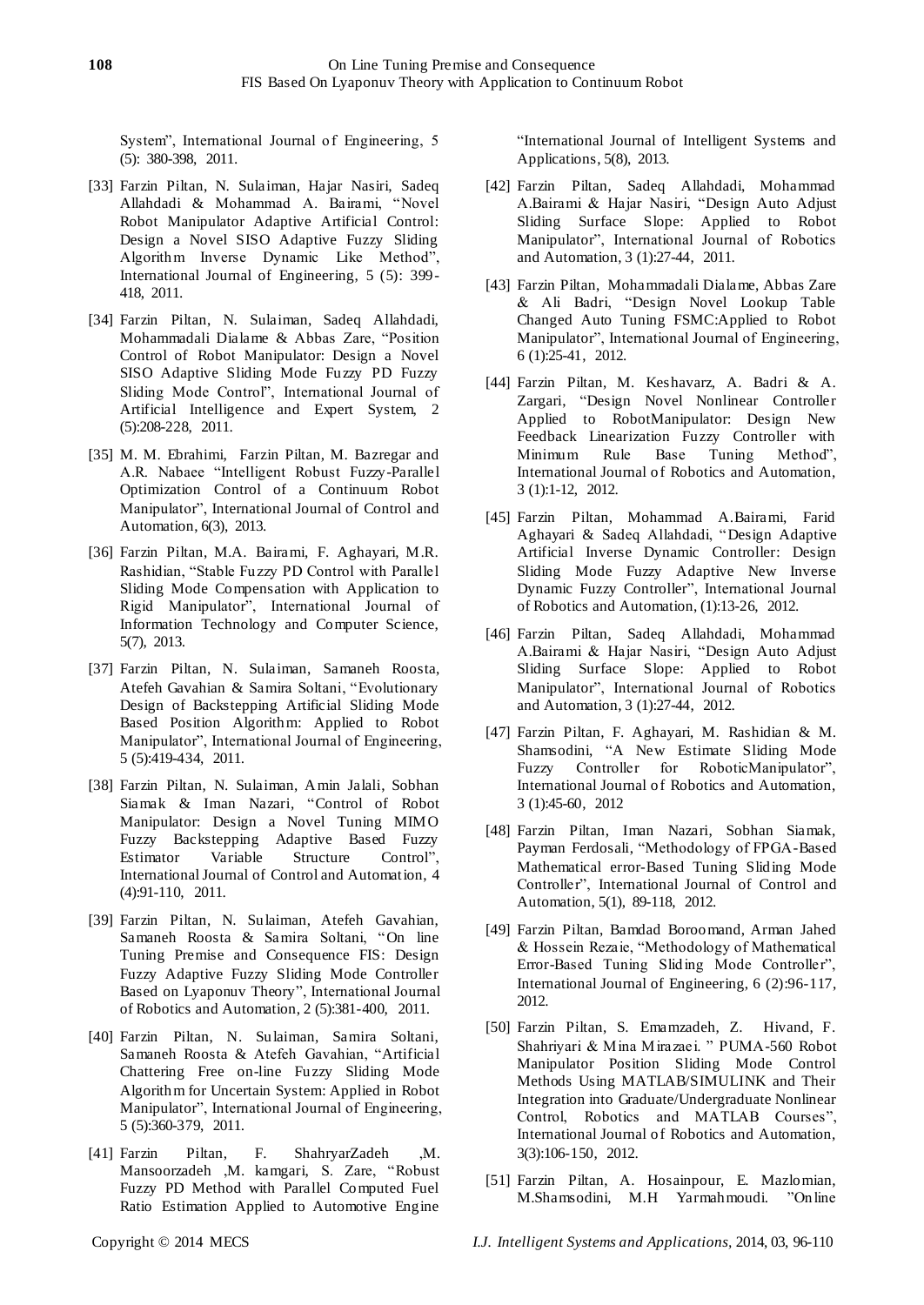System", International Journal of Engineering, 5 (5): 380-398, 2011.

[33] Farzin Piltan, N. Sulaiman, Hajar Nasiri, Sadeq Allahdadi & Mohammad A. Bairami, "Novel Robot Manipulator Adaptive Artificial Control: Design a Novel SISO Adaptive Fuzzy Sliding Algorithm Inverse Dynamic Like Method", International Journal of Engineering, 5 (5): 399-418, 2011.

[34] Farzin Piltan, N. Sulaiman, Sadeq Allahdadi, Mohammadali Dialame & Abbas Zare, "Position Control of Robot Manipulator: Design a Novel SISO Adaptive Sliding Mode Fuzzy PD Fuzzy Sliding Mode Control", International Journal of Artificial Intelligence and Expert System, 2 (5):208-228, 2011.

[35] M. M. Ebrahimi, Farzin Piltan, M. Bazregar and A.R. Nabaee "Intelligent Robust Fuzzy-Parallel Optimization Control of a Continuum Robot Manipulator", International Journal of Control and Automation, 6(3), 2013.

[36] Farzin Piltan, M.A. Bairami, F. Aghayari, M.R. Rashidian, "Stable Fuzzy PD Control with Parallel Sliding Mode Compensation with Application to Rigid Manipulator", International Journal of Information Technology and Computer Science, 5(7), 2013.

[37] Farzin Piltan, N. Sulaiman, Samaneh Roosta, Atefeh Gavahian & Samira Soltani, "Evolutionary Design of Backstepping Artificial Sliding Mode Based Position Algorithm: Applied to Robot Manipulator", International Journal of Engineering, 5 (5):419-434, 2011.

[38] Farzin Piltan, N. Sulaiman, Amin Jalali, Sobhan Siamak & Iman Nazari, "Control of Robot Manipulator: Design a Novel Tuning MIMO Fuzzy Backstepping Adaptive Based Fuzzy Estimator Variable Structure Control", International Journal of Control and Automation, 4 (4):91-110, 2011.

[39] Farzin Piltan, N. Sulaiman, Atefeh Gavahian, Samaneh Roosta & Samira Soltani, "On line Tuning Premise and Consequence FIS: Design Fuzzy Adaptive Fuzzy Sliding Mode Controller Based on Lyaponuv Theory", International Journal of Robotics and Automation, 2 (5):381-400, 2011.

[40] Farzin Piltan, N. Sulaiman, Samira Soltani, Samaneh Roosta & Atefeh Gavahian, "Artificial Chattering Free on-line Fuzzy Sliding Mode Algorithm for Uncertain System: Applied in Robot Manipulator", International Journal of Engineering, 5 (5):360-379, 2011.

[41] Farzin Piltan, F. ShahryarZadeh ,M. Mansoorzadeh ,M. kamgari, S. Zare, "Robust Fuzzy PD Method with Parallel Computed Fuel Ratio Estimation Applied to Automotive Engine "International Journal of Intelligent Systems and Applications, 5(8), 2013.

[42] Farzin Piltan, Sadeq Allahdadi, Mohammad A.Bairami & Hajar Nasiri, "Design Auto Adjust Sliding Surface Slope: Applied to Robot Manipulator", International Journal of Robotics and Automation, 3 (1):27-44, 2011.

[43] Farzin Piltan, Mohammadali Dialame, Abbas Zare & Ali Badri, "Design Novel Lookup Table Changed Auto Tuning FSMC:Applied to Robot Manipulator", International Journal of Engineering, 6 (1):25-41, 2012.

[44] Farzin Piltan, M. Keshavarz, A. Badri & A. Zargari, "Design Novel Nonlinear Controller Applied to RobotManipulator: Design New Feedback Linearization Fuzzy Controller with Minimum Rule Base Tuning Method", International Journal of Robotics and Automation, 3 (1):1-12, 2012.

[45] Farzin Piltan, Mohammad A.Bairami, Farid Aghayari & Sadeq Allahdadi, "Design Adaptive Artificial Inverse Dynamic Controller: Design Sliding Mode Fuzzy Adaptive New Inverse Dynamic Fuzzy Controller", International Journal of Robotics and Automation, (1):13-26, 2012.

[46] Farzin Piltan, Sadeq Allahdadi, Mohammad A.Bairami & Hajar Nasiri, "Design Auto Adjust Sliding Surface Slope: Applied to Robot Manipulator", International Journal of Robotics and Automation, 3 (1):27-44, 2012.

[47] Farzin Piltan, F. Aghayari, M. Rashidian & M. Shamsodini, "A New Estimate Sliding Mode Fuzzy Controller for RoboticManipulator", International Journal of Robotics and Automation, 3 (1):45-60, 2012

[48] Farzin Piltan, Iman Nazari, Sobhan Siamak, Payman Ferdosali, "Methodology of FPGA-Based Mathematical error-Based Tuning Sliding Mode Controller", International Journal of Control and Automation, 5(1), 89-118, 2012.

[49] Farzin Piltan, Bamdad Boroomand, Arman Jahed & Hossein Rezaie, "Methodology of Mathematical Error-Based Tuning Sliding Mode Controller", International Journal of Engineering, 6 (2):96-117, 2012.

[50] Farzin Piltan, S. Emamzadeh, Z. Hivand, F. Shahriyari & Mina Mirazaei. " PUMA-560 Robot Manipulator Position Sliding Mode Control Methods Using MATLAB/SIMULINK and Their Integration into Graduate/Undergraduate Nonlinear Control, Robotics and MATLAB Courses", International Journal of Robotics and Automation, 3(3):106-150, 2012.

[51] Farzin Piltan, A. Hosainpour, E. Mazlomian, M.Shamsodini, M.H Yarmahmoudi. "Online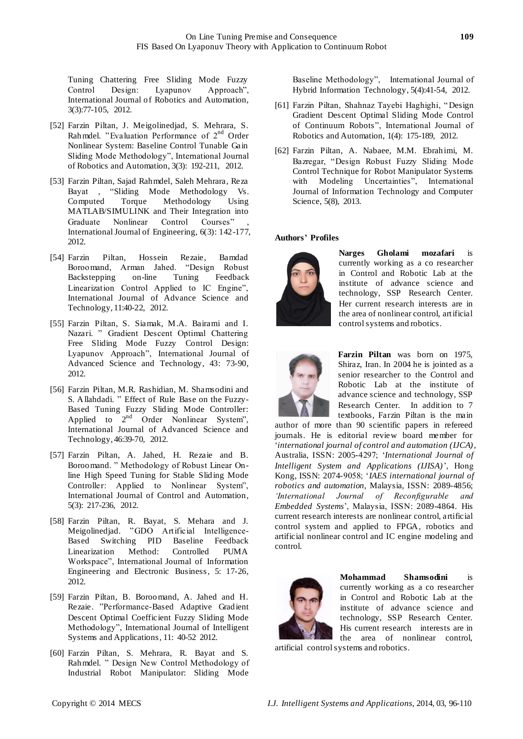Tuning Chattering Free Sliding Mode Fuzzy Control Design: Lyapunov Approach", International Journal of Robotics and Automation, 3(3):77-105, 2012.

[52] Farzin Piltan, J. Meigolinedjad, S. Mehrara, S. Rahmdel. "Evaluation Performance of 2nd Order Nonlinear System: Baseline Control Tunable Gain Sliding Mode Methodology", International Journal of Robotics and Automation, 3(3): 192-211, 2012.

[53] Farzin Piltan, Sajad Rahmdel, Saleh Mehrara, Reza Bayat , "Sliding Mode Methodology Vs. Computed Torque Methodology Using MATLAB/SIMULINK and Their Integration into Graduate Nonlinear Control Courses" , International Journal of Engineering, 6(3): 142-177, 2012.

[54] Farzin Piltan, Hossein Rezaie, Bamdad Boroomand, Arman Jahed. "Design Robust Backstepping on-line Tuning Feedback Linearization Control Applied to IC Engine", International Journal of Advance Science and Technology, 11:40-22, 2012.

[55] Farzin Piltan, S. Siamak, M.A. Bairami and I. Nazari. " Gradient Descent Optimal Chattering Free Sliding Mode Fuzzy Control Design: Lyapunov Approach", International Journal of Advanced Science and Technology, 43: 73-90, 2012.

[56] Farzin Piltan, M.R. Rashidian, M. Shamsodini and S. Allahdadi. " Effect of Rule Base on the Fuzzy-Based Tuning Fuzzy Sliding Mode Controller: Applied to 2nd Order Nonlinear System", International Journal of Advanced Science and Technology, 46:39-70, 2012.

[57] Farzin Piltan, A. Jahed, H. Rezaie and B. Boroomand. " Methodology of Robust Linear On-line High Speed Tuning for Stable Sliding Mode Controller: Applied to Nonlinear System", International Journal of Control and Automation, 5(3): 217-236, 2012.

[58] Farzin Piltan, R. Bayat, S. Mehara and J. Meigolinedjad. "GDO Artificial Intelligence-Based Switching PID Baseline Feedback Linearization Method: Controlled PUMA Workspace", International Journal of Information Engineering and Electronic Business, 5: 17-26, 2012.

[59] Farzin Piltan, B. Boroomand, A. Jahed and H. Rezaie. "Performance-Based Adaptive Gradient Descent Optimal Coefficient Fuzzy Sliding Mode Methodology", International Journal of Intelligent Systems and Applications, 11: 40-52 2012.

[60] Farzin Piltan, S. Mehrara, R. Bayat and S. Rahmdel. " Design New Control Methodology of Industrial Robot Manipulator: Sliding Mode Baseline Methodology", International Journal of Hybrid Information Technology, 5(4):41-54, 2012.

[61] Farzin Piltan, Shahnaz Tayebi Haghighi, "Design Gradient Descent Optimal Sliding Mode Control of Continuum Robots", International Journal of Robotics and Automation, 1(4): 175-189, 2012.

[62] Farzin Piltan, A. Nabaee, M.M. Ebrahimi, M. Bazregar, "Design Robust Fuzzy Sliding Mode Control Technique for Robot Manipulator Systems with Modeling Uncertainties", International Journal of Information Technology and Computer Science, 5(8), 2013.

**Authors' Profiles**

**Narges Gholami mozafari** is currently working as a co researcher in Control and Robotic Lab at the institute of advance science and technology, SSP Research Center. Her current research interests are in the area of nonlinear control, artificial control systems and robotics.

**Farzin Piltan** was born on 1975, Shiraz, Iran. In 2004 he is jointed as a senior researcher to the Control and Robotic Lab at the institute of advance science and technology, SSP Research Center. In addition to 7 textbooks, Farzin Piltan is the main author of more than 90 scientific papers in refereed journals. He is editorial review board member for '*international journal of control and automation (IJCA)*, Australia, ISSN: 2005-4297; '*International Journal of Intelligent System and Applications (IJISA)*', Hong Kong, ISSN: 2074-9058; '*IAES international journal of robotics and automation*, Malaysia, ISSN: 2089-4856; '*International Journal of Reconfigurable and Embedded Systems*', Malaysia, ISSN: 2089-4864. His current research interests are nonlinear control, artificial control system and applied to FPGA, robotics and artificial nonlinear control and IC engine modeling and control.

**Mohammad Shamsodini** is currently working as a co researcher in Control and Robotic Lab at the institute of advance science and technology, SSP Research Center. His current research interests are in the area of nonlinear control, artificial control systems and robotics.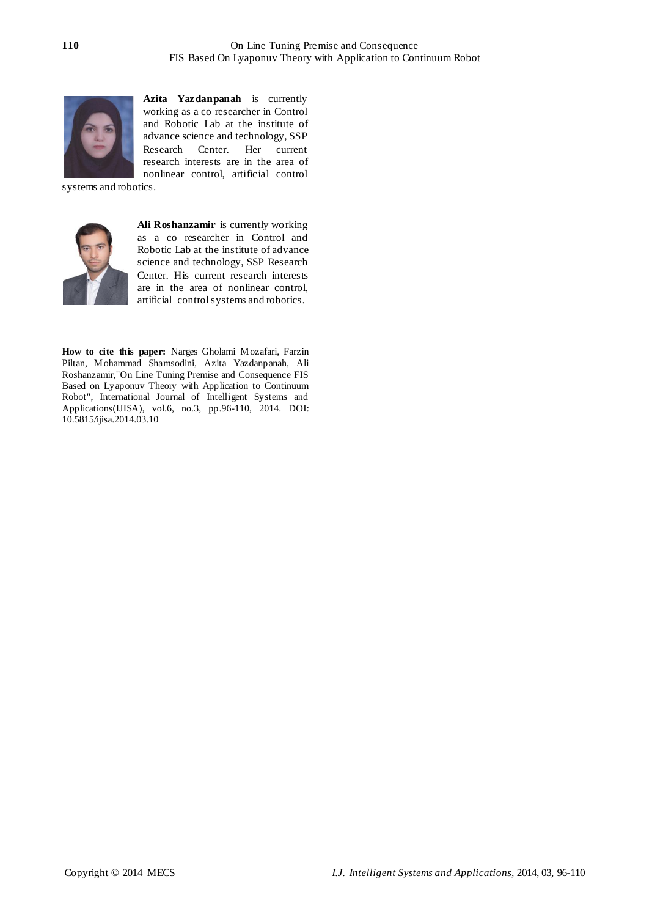**Azita Yazdanpanah** is currently working as a co researcher in Control and Robotic Lab at the institute of advance science and technology, SSP Research Center. Her current research interests are in the area of nonlinear control, artificial control systems and robotics.

**Ali Roshanzamir** is currently working as a co researcher in Control and Robotic Lab at the institute of advance science and technology, SSP Research Center. His current research interests are in the area of nonlinear control, artificial control systems and robotics.

**How to cite this paper:** Narges Gholami Mozafari, Farzin Piltan, Mohammad Shamsodini, Azita Yazdanpanah, Ali Roshanzamir,"On Line Tuning Premise and Consequence FIS Based on Lyaponuv Theory with Application to Continuum Robot", International Journal of Intelligent Systems and Applications(IJISA), vol.6, no.3, pp.96-110, 2014. DOI: 10.5815/ijisa.2014.03.10